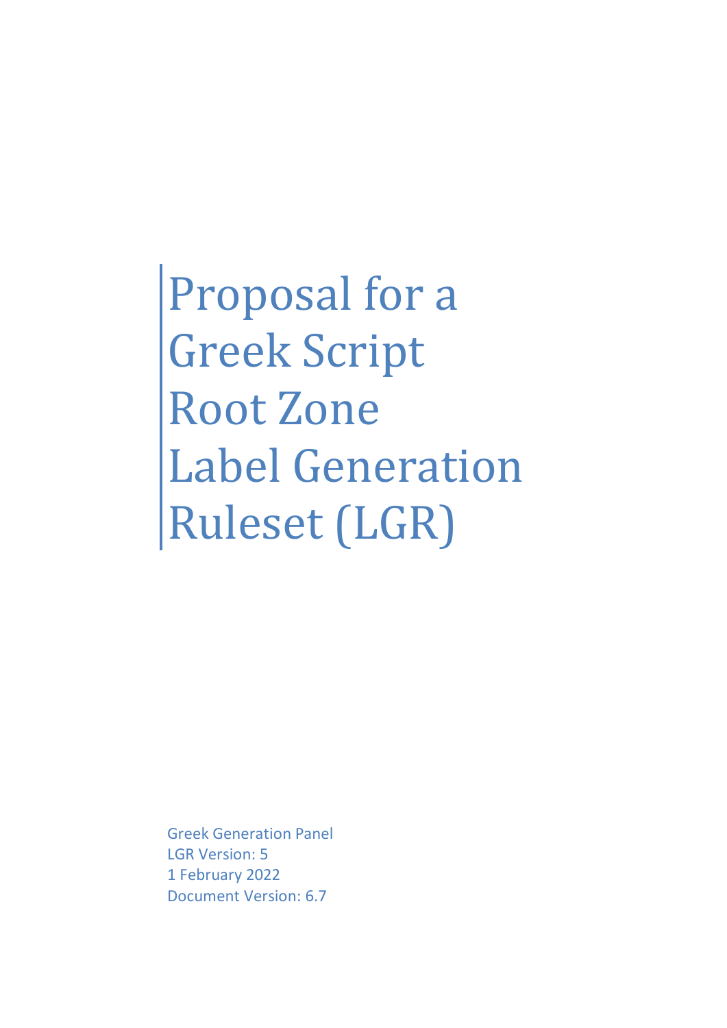# Proposal for a Greek Script Root Zone Label Generation Ruleset (LGR)

Greek Generation Panel
LGR Version: 5
1 February 2022
Document Version: 6.7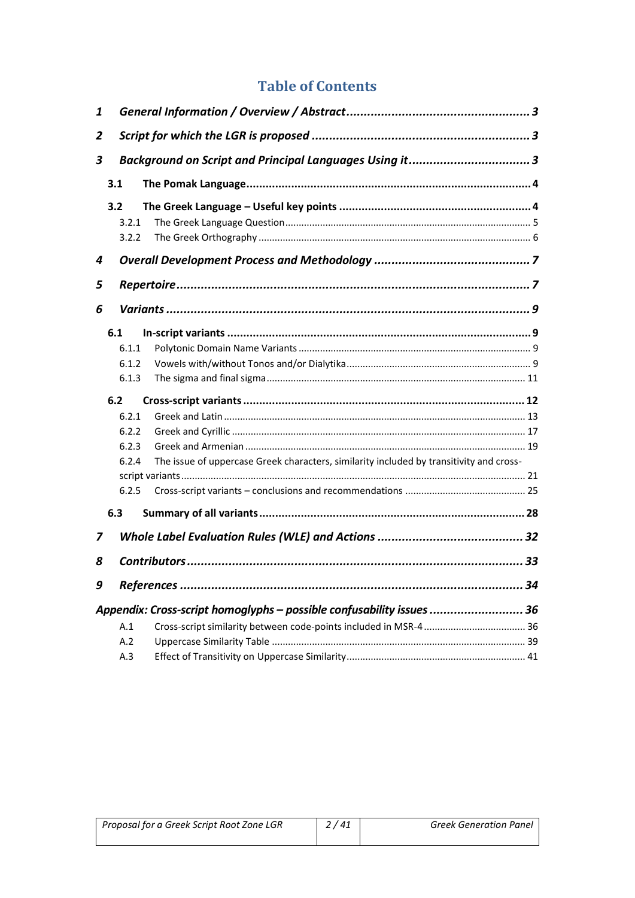# Table of Contents

- **1 General Information / Overview / Abstract** ... 3
- **2 Script for which the LGR is proposed** ... 3
- **3 Background on Script and Principal Languages Using it** ... 3
  - **3.1 The Pomak Language** ... 4
  - **3.2 The Greek Language – Useful key points** ... 4
    - 3.2.1 The Greek Language Question ... 5
    - 3.2.2 The Greek Orthography ... 6
- **4 Overall Development Process and Methodology** ... 7
- **5 Repertoire** ... 7
- **6 Variants** ... 9
  - **6.1 In-script variants** ... 9
    - 6.1.1 Polytonic Domain Name Variants ... 9
    - 6.1.2 Vowels with/without Tonos and/or Dialytika ... 9
    - 6.1.3 The sigma and final sigma ... 11
  - **6.2 Cross-script variants** ... 12
    - 6.2.1 Greek and Latin ... 13
    - 6.2.2 Greek and Cyrillic ... 17
    - 6.2.3 Greek and Armenian ... 19
    - 6.2.4 The issue of uppercase Greek characters, similarity included by transitivity and cross-script variants ... 21
    - 6.2.5 Cross-script variants – conclusions and recommendations ... 25
  - **6.3 Summary of all variants** ... 28
- **7 Whole Label Evaluation Rules (WLE) and Actions** ... 32
- **8 Contributors** ... 33
- **9 References** ... 34
- ***Appendix: Cross-script homoglyphs – possible confusability issues*** ... 36
  - A.1 Cross-script similarity between code-points included in MSR-4 ... 36
  - A.2 Uppercase Similarity Table ... 39
  - A.3 Effect of Transitivity on Uppercase Similarity ... 41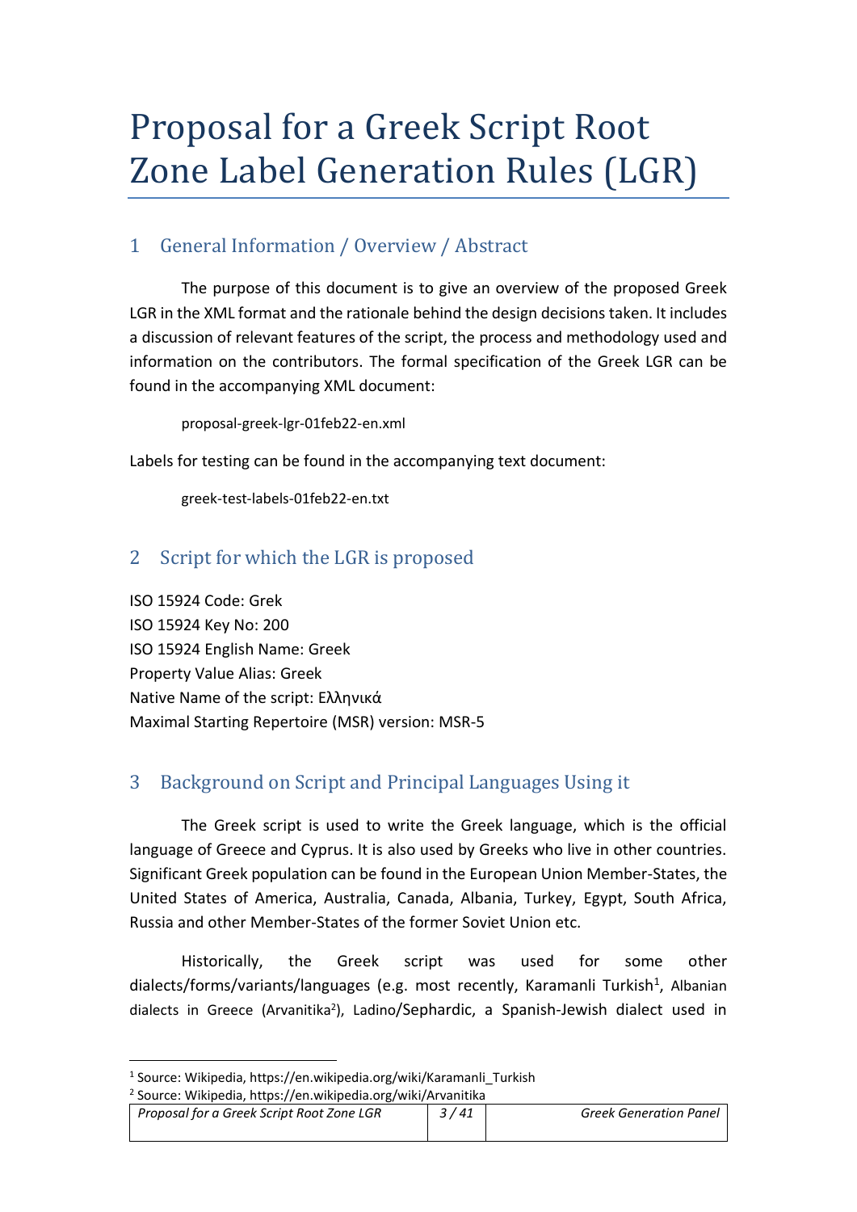# Proposal for a Greek Script Root Zone Label Generation Rules (LGR)

## 1 General Information / Overview / Abstract

The purpose of this document is to give an overview of the proposed Greek LGR in the XML format and the rationale behind the design decisions taken. It includes a discussion of relevant features of the script, the process and methodology used and information on the contributors. The formal specification of the Greek LGR can be found in the accompanying XML document:

proposal-greek-lgr-01feb22-en.xml

Labels for testing can be found in the accompanying text document:

greek-test-labels-01feb22-en.txt

## 2 Script for which the LGR is proposed

ISO 15924 Code: Grek
ISO 15924 Key No: 200
ISO 15924 English Name: Greek
Property Value Alias: Greek
Native Name of the script: Ελληνικά
Maximal Starting Repertoire (MSR) version: MSR-5

## 3 Background on Script and Principal Languages Using it

The Greek script is used to write the Greek language, which is the official language of Greece and Cyprus. It is also used by Greeks who live in other countries. Significant Greek population can be found in the European Union Member-States, the United States of America, Australia, Canada, Albania, Turkey, Egypt, South Africa, Russia and other Member-States of the former Soviet Union etc.

Historically, the Greek script was used for some other dialects/forms/variants/languages (e.g. most recently, Karamanli Turkish[1], Albanian dialects in Greece (Arvanitika[2]), Ladino/Sephardic, a Spanish-Jewish dialect used in

[1] Source: Wikipedia, https://en.wikipedia.org/wiki/Karamanli_Turkish
[2] Source: Wikipedia, https://en.wikipedia.org/wiki/Arvanitika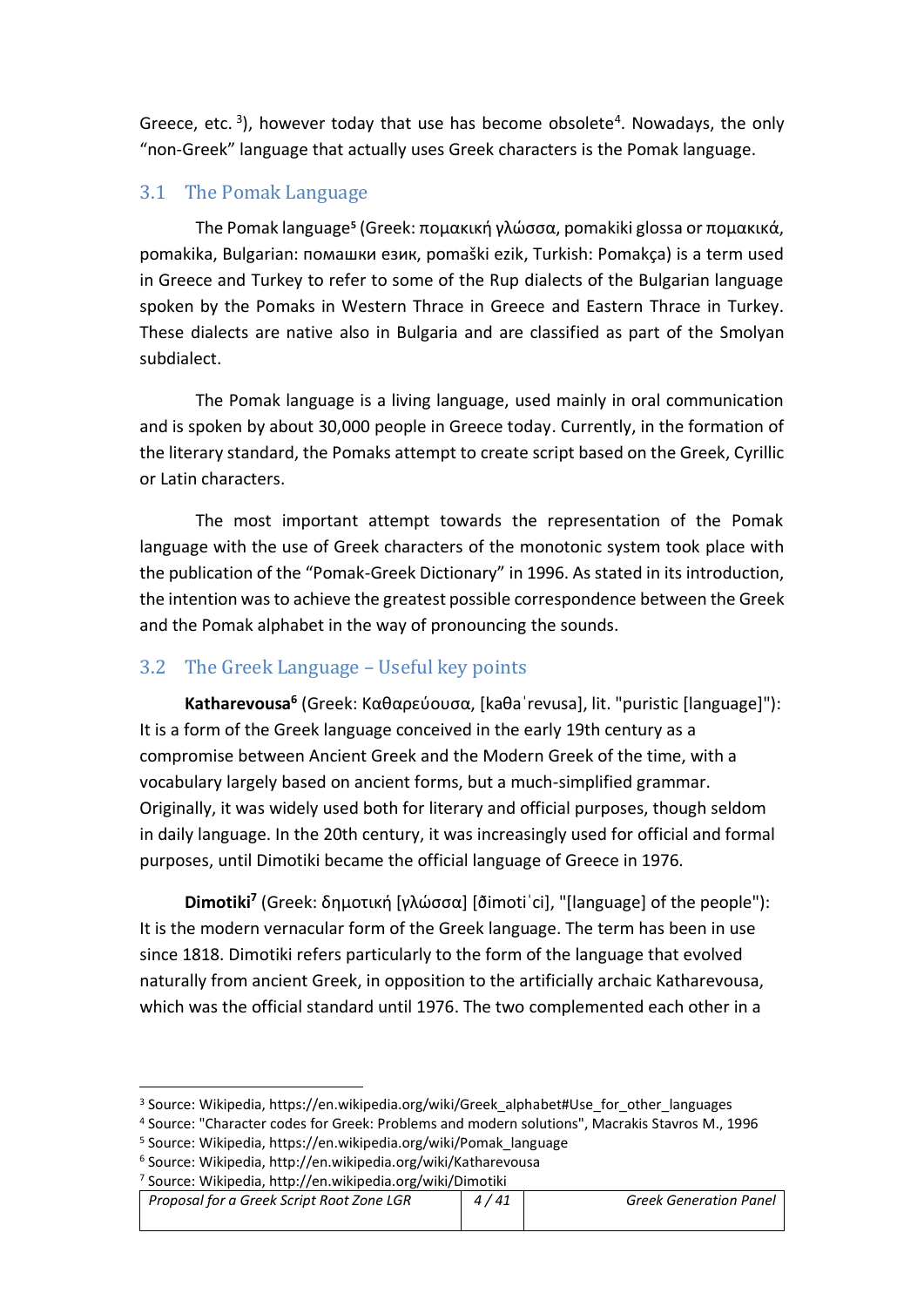Greece, etc. [3]), however today that use has become obsolete[4]. Nowadays, the only “non-Greek” language that actually uses Greek characters is the Pomak language.

## 3.1 The Pomak Language

The Pomak language[5] (Greek: πομακική γλώσσα, pomakiki glossa or πομακικά, pomakika, Bulgarian: помашки език, pomaški ezik, Turkish: Pomakça) is a term used in Greece and Turkey to refer to some of the Rup dialects of the Bulgarian language spoken by the Pomaks in Western Thrace in Greece and Eastern Thrace in Turkey. These dialects are native also in Bulgaria and are classified as part of the Smolyan subdialect.

The Pomak language is a living language, used mainly in oral communication and is spoken by about 30,000 people in Greece today. Currently, in the formation of the literary standard, the Pomaks attempt to create script based on the Greek, Cyrillic or Latin characters.

The most important attempt towards the representation of the Pomak language with the use of Greek characters of the monotonic system took place with the publication of the “Pomak-Greek Dictionary” in 1996. As stated in its introduction, the intention was to achieve the greatest possible correspondence between the Greek and the Pomak alphabet in the way of pronouncing the sounds.

## 3.2 The Greek Language – Useful key points

**Katharevousa[6]** (Greek: Καθαρεύουσα, [kaθaˈrevusa], lit. "puristic [language]"): It is a form of the Greek language conceived in the early 19th century as a compromise between Ancient Greek and the Modern Greek of the time, with a vocabulary largely based on ancient forms, but a much-simplified grammar. Originally, it was widely used both for literary and official purposes, though seldom in daily language. In the 20th century, it was increasingly used for official and formal purposes, until Dimotiki became the official language of Greece in 1976.

**Dimotiki[7]** (Greek: δημοτική [γλώσσα] [ðimotiˈci], "[language] of the people"): It is the modern vernacular form of the Greek language. The term has been in use since 1818. Dimotiki refers particularly to the form of the language that evolved naturally from ancient Greek, in opposition to the artificially archaic Katharevousa, which was the official standard until 1976. The two complemented each other in a

---

[3] Source: Wikipedia, https://en.wikipedia.org/wiki/Greek_alphabet#Use_for_other_languages

[4] Source: "Character codes for Greek: Problems and modern solutions", Macrakis Stavros M., 1996

[5] Source: Wikipedia, https://en.wikipedia.org/wiki/Pomak_language

[6] Source: Wikipedia, http://en.wikipedia.org/wiki/Katharevousa

[7] Source: Wikipedia, http://en.wikipedia.org/wiki/Dimotiki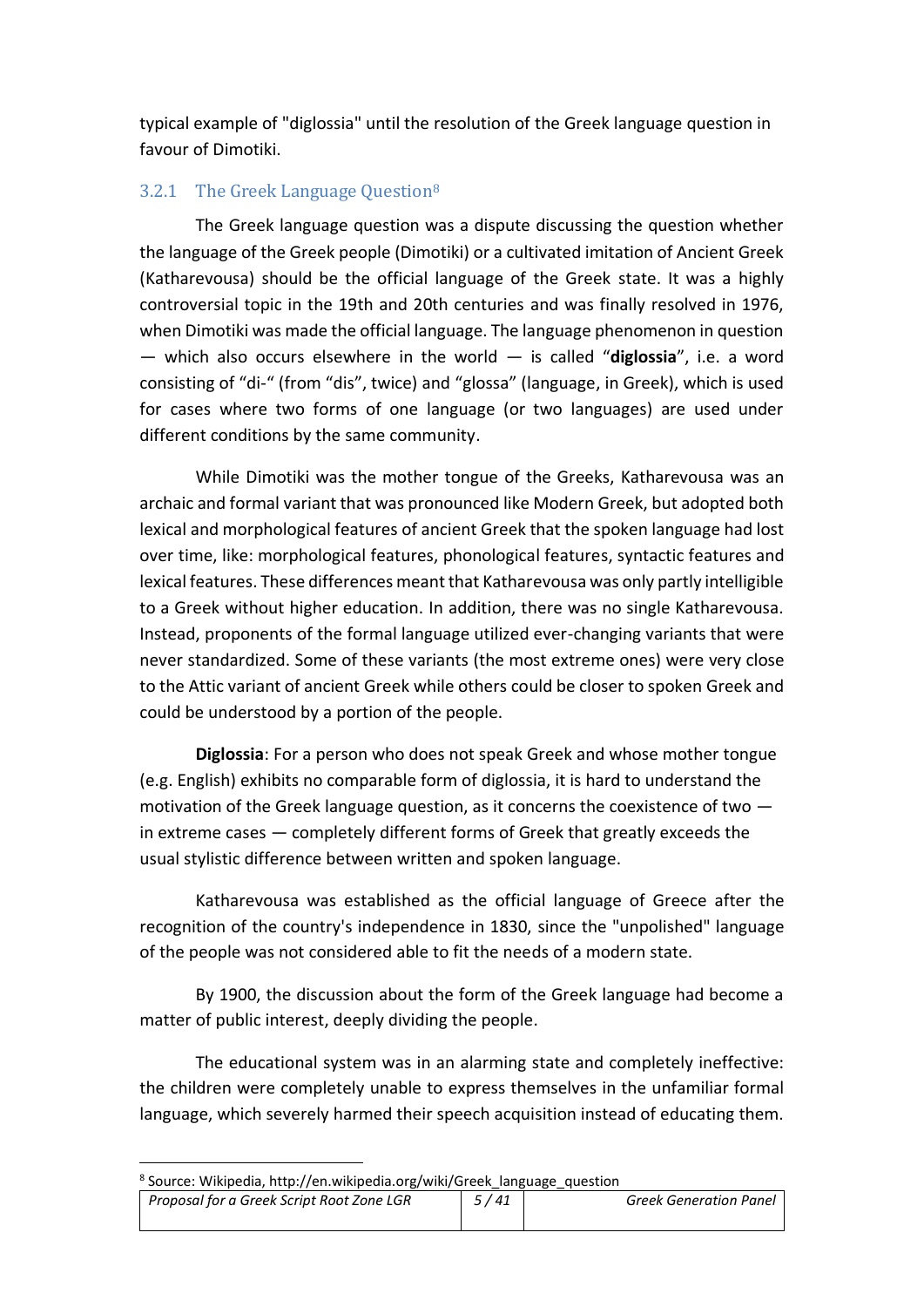typical example of "diglossia" until the resolution of the Greek language question in favour of Dimotiki.

### 3.2.1 The Greek Language Question[8]

The Greek language question was a dispute discussing the question whether the language of the Greek people (Dimotiki) or a cultivated imitation of Ancient Greek (Katharevousa) should be the official language of the Greek state. It was a highly controversial topic in the 19th and 20th centuries and was finally resolved in 1976, when Dimotiki was made the official language. The language phenomenon in question — which also occurs elsewhere in the world — is called "**diglossia**", i.e. a word consisting of "di-" (from "dis", twice) and "glossa" (language, in Greek), which is used for cases where two forms of one language (or two languages) are used under different conditions by the same community.

While Dimotiki was the mother tongue of the Greeks, Katharevousa was an archaic and formal variant that was pronounced like Modern Greek, but adopted both lexical and morphological features of ancient Greek that the spoken language had lost over time, like: morphological features, phonological features, syntactic features and lexical features. These differences meant that Katharevousa was only partly intelligible to a Greek without higher education. In addition, there was no single Katharevousa. Instead, proponents of the formal language utilized ever-changing variants that were never standardized. Some of these variants (the most extreme ones) were very close to the Attic variant of ancient Greek while others could be closer to spoken Greek and could be understood by a portion of the people.

**Diglossia**: For a person who does not speak Greek and whose mother tongue (e.g. English) exhibits no comparable form of diglossia, it is hard to understand the motivation of the Greek language question, as it concerns the coexistence of two — in extreme cases — completely different forms of Greek that greatly exceeds the usual stylistic difference between written and spoken language.

Katharevousa was established as the official language of Greece after the recognition of the country's independence in 1830, since the "unpolished" language of the people was not considered able to fit the needs of a modern state.

By 1900, the discussion about the form of the Greek language had become a matter of public interest, deeply dividing the people.

The educational system was in an alarming state and completely ineffective: the children were completely unable to express themselves in the unfamiliar formal language, which severely harmed their speech acquisition instead of educating them.

[8] Source: Wikipedia, http://en.wikipedia.org/wiki/Greek_language_question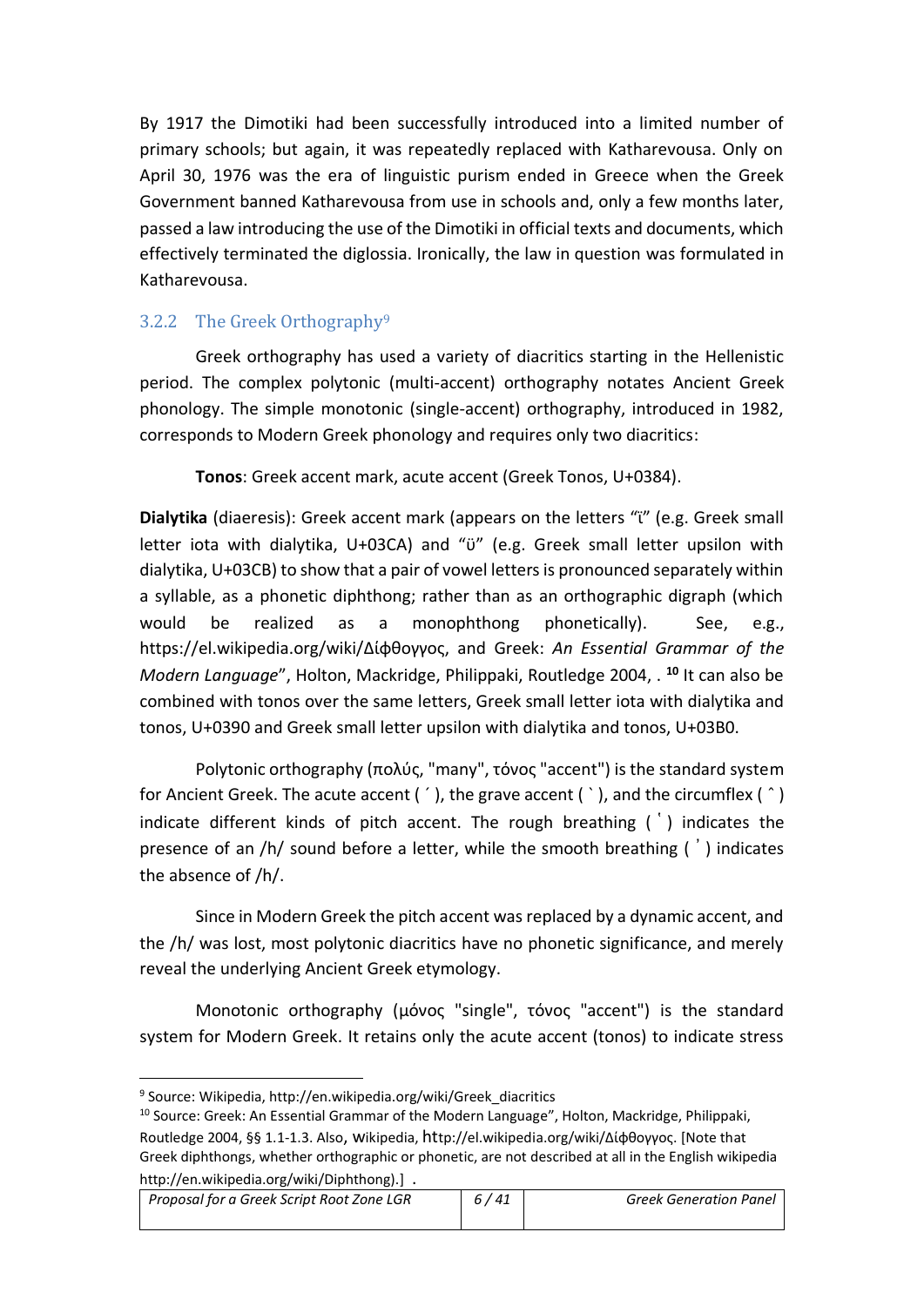By 1917 the Dimotiki had been successfully introduced into a limited number of primary schools; but again, it was repeatedly replaced with Katharevousa. Only on April 30, 1976 was the era of linguistic purism ended in Greece when the Greek Government banned Katharevousa from use in schools and, only a few months later, passed a law introducing the use of the Dimotiki in official texts and documents, which effectively terminated the diglossia. Ironically, the law in question was formulated in Katharevousa.

### 3.2.2 The Greek Orthography[9]

Greek orthography has used a variety of diacritics starting in the Hellenistic period. The complex polytonic (multi-accent) orthography notates Ancient Greek phonology. The simple monotonic (single-accent) orthography, introduced in 1982, corresponds to Modern Greek phonology and requires only two diacritics:

**Tonos**: Greek accent mark, acute accent (Greek Tonos, U+0384).

**Dialytika** (diaeresis): Greek accent mark (appears on the letters "ϊ" (e.g. Greek small letter iota with dialytika, U+03CA) and "ϋ" (e.g. Greek small letter upsilon with dialytika, U+03CB) to show that a pair of vowel letters is pronounced separately within a syllable, as a phonetic diphthong; rather than as an orthographic digraph (which would be realized as a monophthong phonetically). See, e.g., https://el.wikipedia.org/wiki/Δίφθογγος, and Greek: *An Essential Grammar of the Modern Language*", Holton, Mackridge, Philippaki, Routledge 2004, . [10] It can also be combined with tonos over the same letters, Greek small letter iota with dialytika and tonos, U+0390 and Greek small letter upsilon with dialytika and tonos, U+03B0.

Polytonic orthography (πολύς, "many", τόνος "accent") is the standard system for Ancient Greek. The acute accent ( ΄ ), the grave accent ( ` ), and the circumflex ( ˆ ) indicate different kinds of pitch accent. The rough breathing ( ʽ ) indicates the presence of an /h/ sound before a letter, while the smooth breathing ( ʼ ) indicates the absence of /h/.

Since in Modern Greek the pitch accent was replaced by a dynamic accent, and the /h/ was lost, most polytonic diacritics have no phonetic significance, and merely reveal the underlying Ancient Greek etymology.

Monotonic orthography (μόνος "single", τόνος "accent") is the standard system for Modern Greek. It retains only the acute accent (tonos) to indicate stress

---

[9] Source: Wikipedia, http://en.wikipedia.org/wiki/Greek_diacritics

[10] Source: Greek: An Essential Grammar of the Modern Language", Holton, Mackridge, Philippaki, Routledge 2004, §§ 1.1-1.3. Also, wikipedia, http://el.wikipedia.org/wiki/Δίφθογγος. [Note that Greek diphthongs, whether orthographic or phonetic, are not described at all in the English wikipedia http://en.wikipedia.org/wiki/Diphthong).] .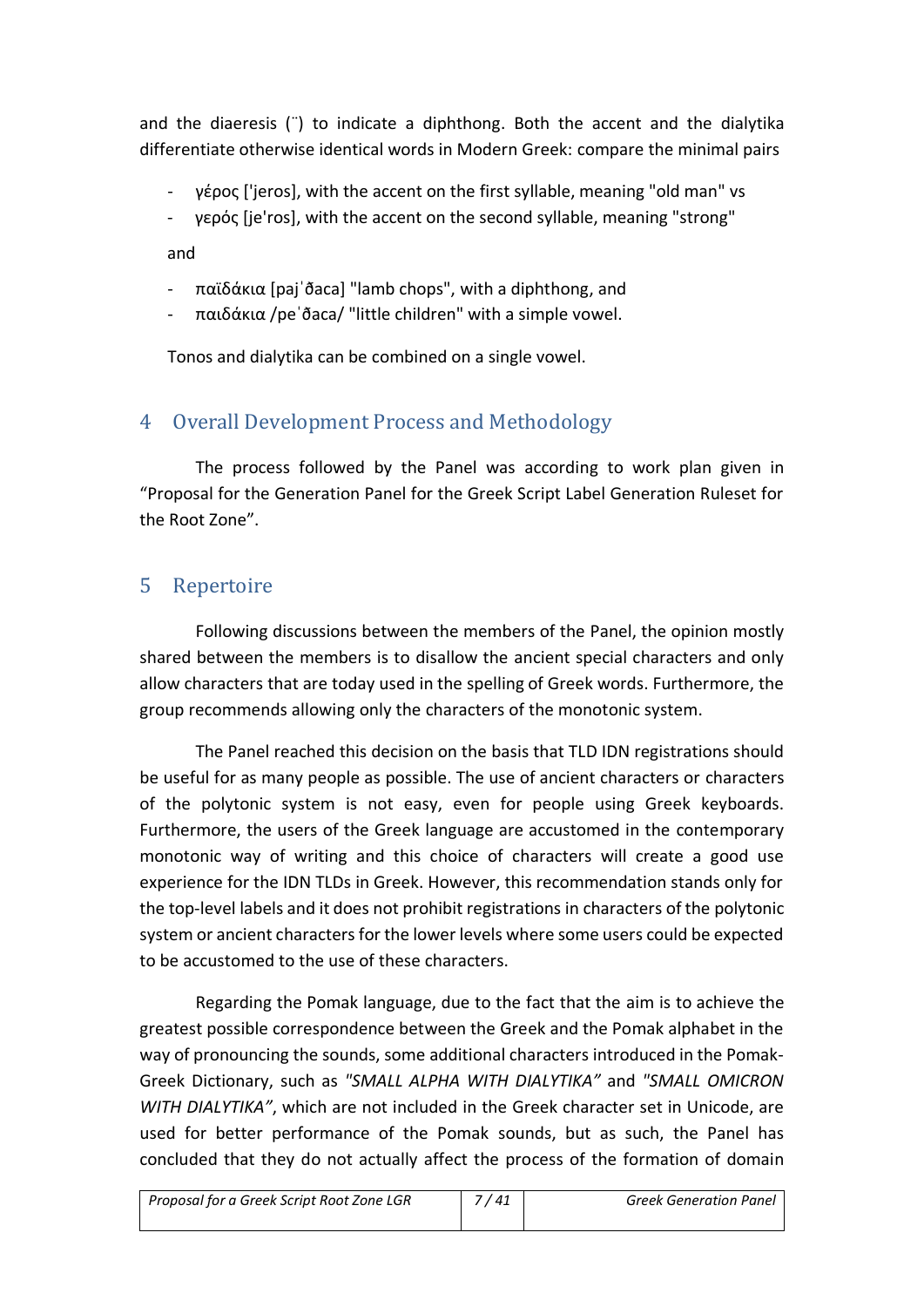and the diaeresis (¨) to indicate a diphthong. Both the accent and the dialytika differentiate otherwise identical words in Modern Greek: compare the minimal pairs

- γέρος ['jeros], with the accent on the first syllable, meaning "old man" vs
- γερός [je'ros], with the accent on the second syllable, meaning "strong"

and

- παϊδάκια [pajˈðaca] "lamb chops", with a diphthong, and
- παιδάκια /peˈðaca/ "little children" with a simple vowel.

Tonos and dialytika can be combined on a single vowel.

## 4 Overall Development Process and Methodology

The process followed by the Panel was according to work plan given in "Proposal for the Generation Panel for the Greek Script Label Generation Ruleset for the Root Zone".

## 5 Repertoire

Following discussions between the members of the Panel, the opinion mostly shared between the members is to disallow the ancient special characters and only allow characters that are today used in the spelling of Greek words. Furthermore, the group recommends allowing only the characters of the monotonic system.

The Panel reached this decision on the basis that TLD IDN registrations should be useful for as many people as possible. The use of ancient characters or characters of the polytonic system is not easy, even for people using Greek keyboards. Furthermore, the users of the Greek language are accustomed in the contemporary monotonic way of writing and this choice of characters will create a good use experience for the IDN TLDs in Greek. However, this recommendation stands only for the top-level labels and it does not prohibit registrations in characters of the polytonic system or ancient characters for the lower levels where some users could be expected to be accustomed to the use of these characters.

Regarding the Pomak language, due to the fact that the aim is to achieve the greatest possible correspondence between the Greek and the Pomak alphabet in the way of pronouncing the sounds, some additional characters introduced in the Pomak-Greek Dictionary, such as *"SMALL ALPHA WITH DIALYTIKA"* and *"SMALL OMICRON WITH DIALYTIKA"*, which are not included in the Greek character set in Unicode, are used for better performance of the Pomak sounds, but as such, the Panel has concluded that they do not actually affect the process of the formation of domain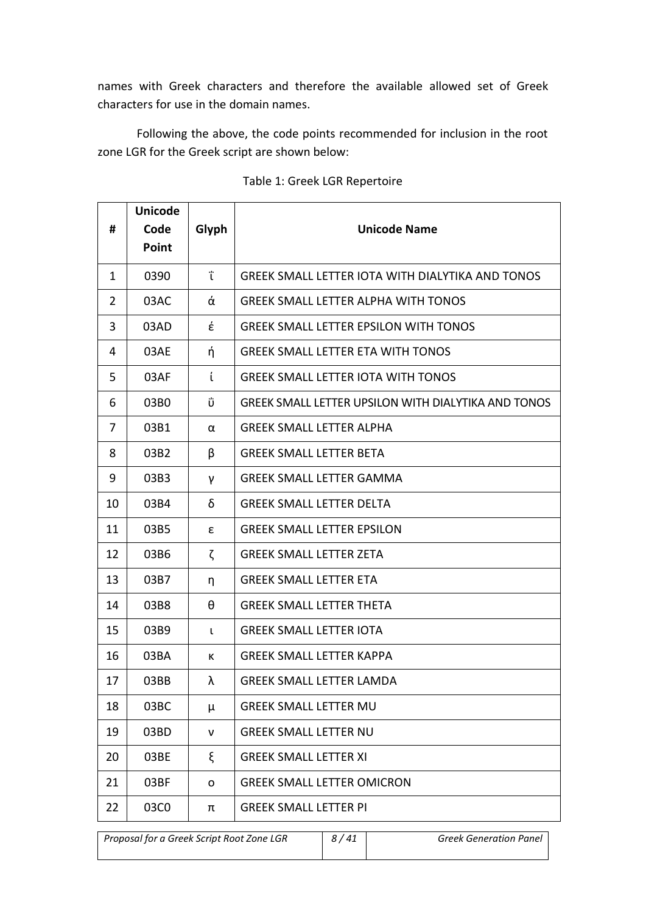names with Greek characters and therefore the available allowed set of Greek characters for use in the domain names.

Following the above, the code points recommended for inclusion in the root zone LGR for the Greek script are shown below:

Table 1: Greek LGR Repertoire

| # | Unicode Code Point | Glyph | Unicode Name |
|---|---|---|---|
| 1 | 0390 | ΐ | GREEK SMALL LETTER IOTA WITH DIALYTIKA AND TONOS |
| 2 | 03AC | ά | GREEK SMALL LETTER ALPHA WITH TONOS |
| 3 | 03AD | έ | GREEK SMALL LETTER EPSILON WITH TONOS |
| 4 | 03AE | ή | GREEK SMALL LETTER ETA WITH TONOS |
| 5 | 03AF | ί | GREEK SMALL LETTER IOTA WITH TONOS |
| 6 | 03B0 | ΰ | GREEK SMALL LETTER UPSILON WITH DIALYTIKA AND TONOS |
| 7 | 03B1 | α | GREEK SMALL LETTER ALPHA |
| 8 | 03B2 | β | GREEK SMALL LETTER BETA |
| 9 | 03B3 | γ | GREEK SMALL LETTER GAMMA |
| 10 | 03B4 | δ | GREEK SMALL LETTER DELTA |
| 11 | 03B5 | ε | GREEK SMALL LETTER EPSILON |
| 12 | 03B6 | ζ | GREEK SMALL LETTER ZETA |
| 13 | 03B7 | η | GREEK SMALL LETTER ETA |
| 14 | 03B8 | θ | GREEK SMALL LETTER THETA |
| 15 | 03B9 | ι | GREEK SMALL LETTER IOTA |
| 16 | 03BA | κ | GREEK SMALL LETTER KAPPA |
| 17 | 03BB | λ | GREEK SMALL LETTER LAMDA |
| 18 | 03BC | μ | GREEK SMALL LETTER MU |
| 19 | 03BD | ν | GREEK SMALL LETTER NU |
| 20 | 03BE | ξ | GREEK SMALL LETTER XI |
| 21 | 03BF | ο | GREEK SMALL LETTER OMICRON |
| 22 | 03C0 | π | GREEK SMALL LETTER PI |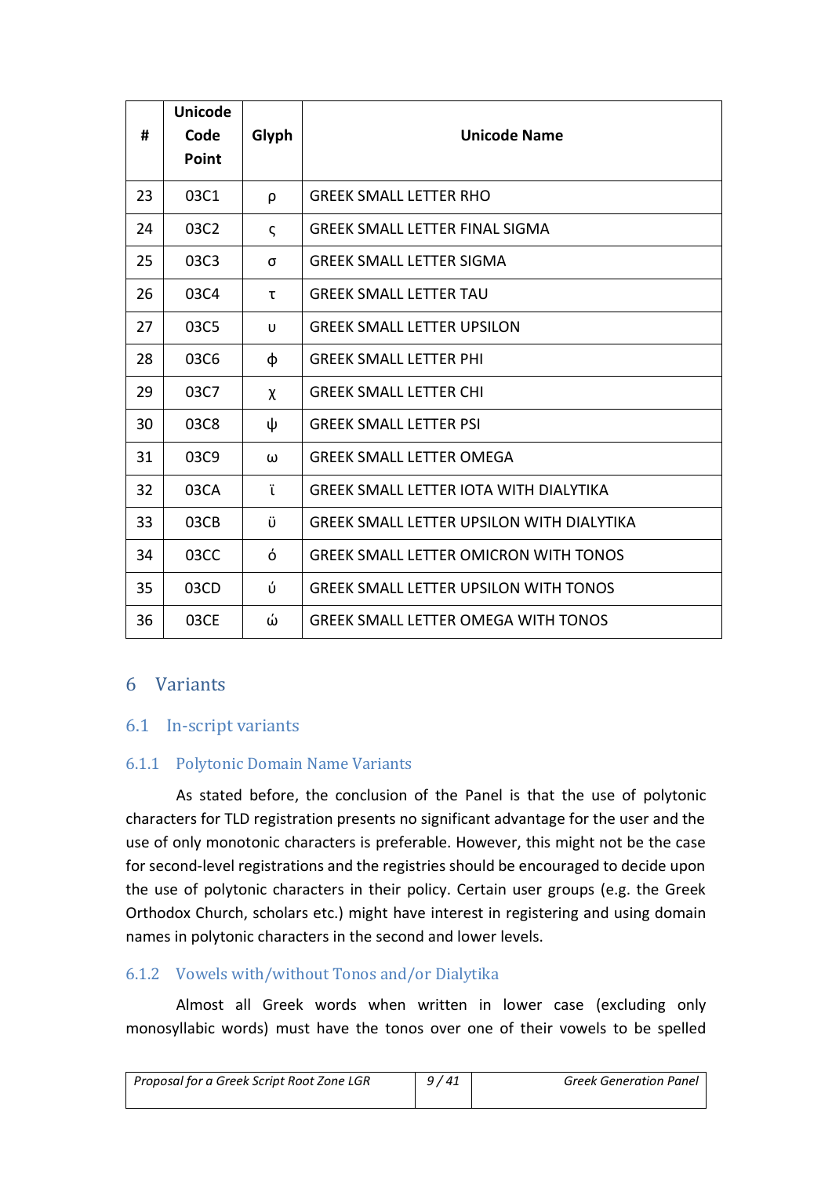| # | Unicode Code Point | Glyph | Unicode Name |
|---|---|---|---|
| 23 | 03C1 | ρ | GREEK SMALL LETTER RHO |
| 24 | 03C2 | ς | GREEK SMALL LETTER FINAL SIGMA |
| 25 | 03C3 | σ | GREEK SMALL LETTER SIGMA |
| 26 | 03C4 | τ | GREEK SMALL LETTER TAU |
| 27 | 03C5 | υ | GREEK SMALL LETTER UPSILON |
| 28 | 03C6 | φ | GREEK SMALL LETTER PHI |
| 29 | 03C7 | χ | GREEK SMALL LETTER CHI |
| 30 | 03C8 | ψ | GREEK SMALL LETTER PSI |
| 31 | 03C9 | ω | GREEK SMALL LETTER OMEGA |
| 32 | 03CA | ϊ | GREEK SMALL LETTER IOTA WITH DIALYTIKA |
| 33 | 03CB | ϋ | GREEK SMALL LETTER UPSILON WITH DIALYTIKA |
| 34 | 03CC | ό | GREEK SMALL LETTER OMICRON WITH TONOS |
| 35 | 03CD | ύ | GREEK SMALL LETTER UPSILON WITH TONOS |
| 36 | 03CE | ώ | GREEK SMALL LETTER OMEGA WITH TONOS |

# 6 Variants

## 6.1 In-script variants

### 6.1.1 Polytonic Domain Name Variants

As stated before, the conclusion of the Panel is that the use of polytonic characters for TLD registration presents no significant advantage for the user and the use of only monotonic characters is preferable. However, this might not be the case for second-level registrations and the registries should be encouraged to decide upon the use of polytonic characters in their policy. Certain user groups (e.g. the Greek Orthodox Church, scholars etc.) might have interest in registering and using domain names in polytonic characters in the second and lower levels.

### 6.1.2 Vowels with/without Tonos and/or Dialytika

Almost all Greek words when written in lower case (excluding only monosyllabic words) must have the tonos over one of their vowels to be spelled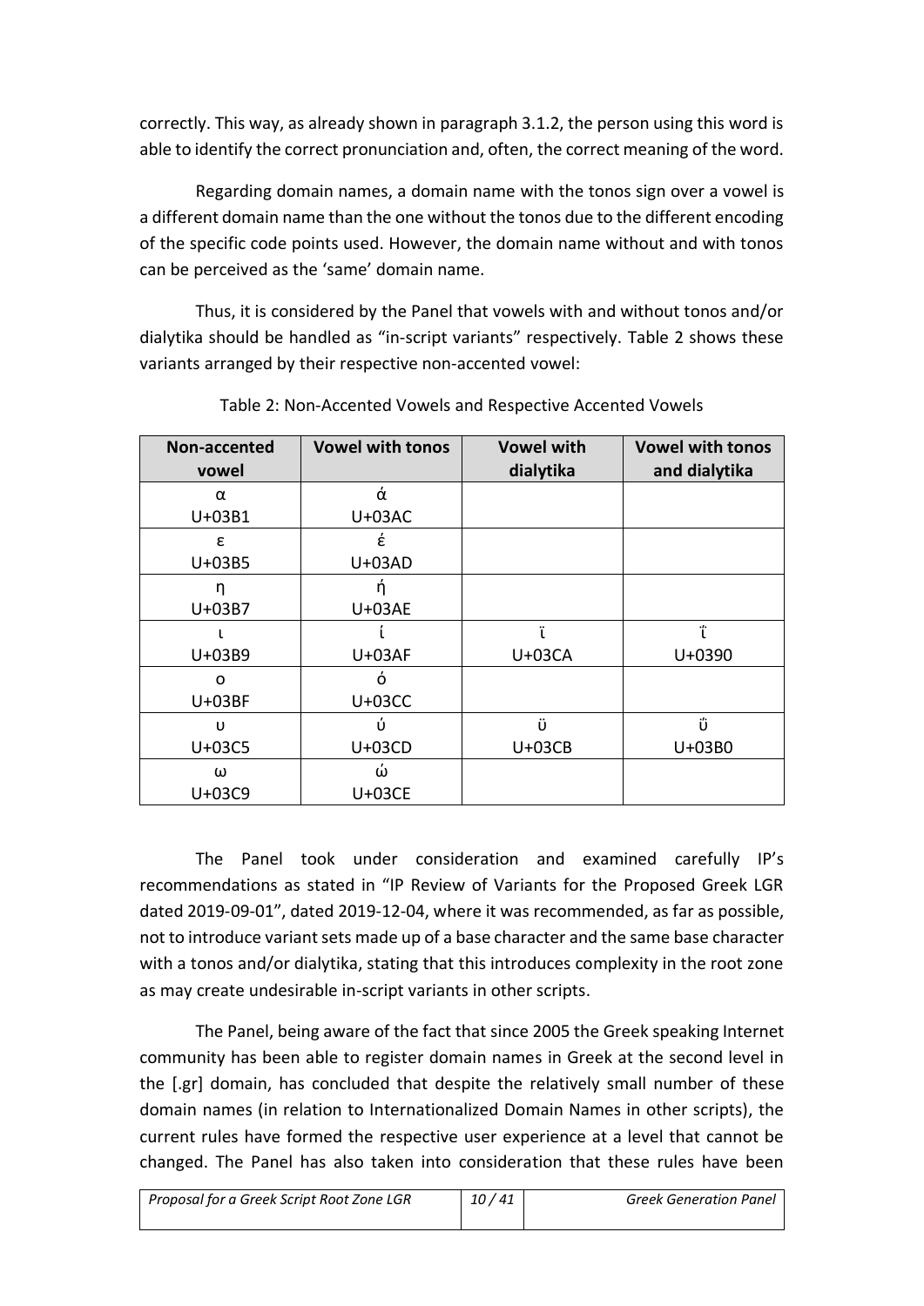correctly. This way, as already shown in paragraph 3.1.2, the person using this word is able to identify the correct pronunciation and, often, the correct meaning of the word.

Regarding domain names, a domain name with the tonos sign over a vowel is a different domain name than the one without the tonos due to the different encoding of the specific code points used. However, the domain name without and with tonos can be perceived as the 'same' domain name.

Thus, it is considered by the Panel that vowels with and without tonos and/or dialytika should be handled as "in-script variants" respectively. Table 2 shows these variants arranged by their respective non-accented vowel:

Table 2: Non-Accented Vowels and Respective Accented Vowels

| Non-accented vowel | Vowel with tonos | Vowel with dialytika | Vowel with tonos and dialytika |
|---|---|---|---|
| α<br>U+03B1 | ά<br>U+03AC | | |
| ε<br>U+03B5 | έ<br>U+03AD | | |
| η<br>U+03B7 | ή<br>U+03AE | | |
| ι<br>U+03B9 | ί<br>U+03AF | ϊ<br>U+03CA | ΐ<br>U+0390 |
| ο<br>U+03BF | ό<br>U+03CC | | |
| υ<br>U+03C5 | ύ<br>U+03CD | ϋ<br>U+03CB | ΰ<br>U+03B0 |
| ω<br>U+03C9 | ώ<br>U+03CE | | |

The Panel took under consideration and examined carefully IP's recommendations as stated in "IP Review of Variants for the Proposed Greek LGR dated 2019-09-01", dated 2019-12-04, where it was recommended, as far as possible, not to introduce variant sets made up of a base character and the same base character with a tonos and/or dialytika, stating that this introduces complexity in the root zone as may create undesirable in-script variants in other scripts.

The Panel, being aware of the fact that since 2005 the Greek speaking Internet community has been able to register domain names in Greek at the second level in the [.gr] domain, has concluded that despite the relatively small number of these domain names (in relation to Internationalized Domain Names in other scripts), the current rules have formed the respective user experience at a level that cannot be changed. The Panel has also taken into consideration that these rules have been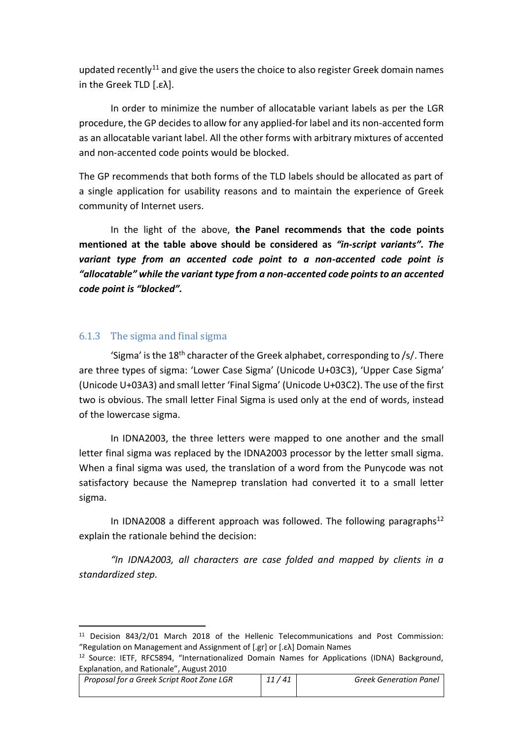updated recently[11] and give the users the choice to also register Greek domain names in the Greek TLD [.ελ].

In order to minimize the number of allocatable variant labels as per the LGR procedure, the GP decides to allow for any applied-for label and its non-accented form as an allocatable variant label. All the other forms with arbitrary mixtures of accented and non-accented code points would be blocked.

The GP recommends that both forms of the TLD labels should be allocated as part of a single application for usability reasons and to maintain the experience of Greek community of Internet users.

In the light of the above, **the Panel recommends that the code points mentioned at the table above should be considered as *"in-script variants". The variant type from an accented code point to a non-accented code point is "allocatable" while the variant type from a non-accented code points to an accented code point is "blocked".***

### 6.1.3 The sigma and final sigma

'Sigma' is the 18th character of the Greek alphabet, corresponding to /s/. There are three types of sigma: 'Lower Case Sigma' (Unicode U+03C3), 'Upper Case Sigma' (Unicode U+03A3) and small letter 'Final Sigma' (Unicode U+03C2). The use of the first two is obvious. The small letter Final Sigma is used only at the end of words, instead of the lowercase sigma.

In IDNA2003, the three letters were mapped to one another and the small letter final sigma was replaced by the IDNA2003 processor by the letter small sigma. When a final sigma was used, the translation of a word from the Punycode was not satisfactory because the Nameprep translation had converted it to a small letter sigma.

In IDNA2008 a different approach was followed. The following paragraphs[12] explain the rationale behind the decision:

*"In IDNA2003, all characters are case folded and mapped by clients in a standardized step.*

---

[11] Decision 843/2/01 March 2018 of the Hellenic Telecommunications and Post Commission: "Regulation on Management and Assignment of [.gr] or [.ελ] Domain Names

[12] Source: IETF, RFC5894, "Internationalized Domain Names for Applications (IDNA) Background, Explanation, and Rationale", August 2010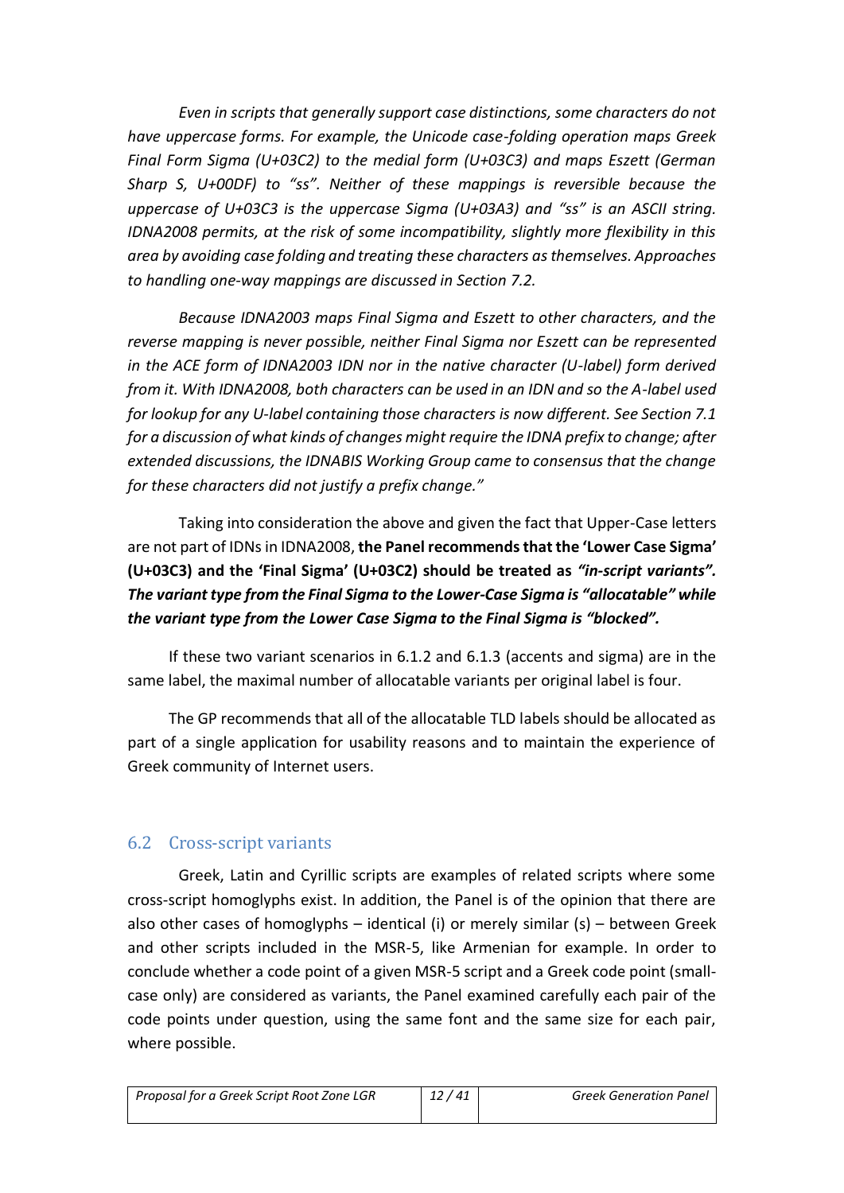*Even in scripts that generally support case distinctions, some characters do not have uppercase forms. For example, the Unicode case-folding operation maps Greek Final Form Sigma (U+03C2) to the medial form (U+03C3) and maps Eszett (German Sharp S, U+00DF) to "ss". Neither of these mappings is reversible because the uppercase of U+03C3 is the uppercase Sigma (U+03A3) and "ss" is an ASCII string. IDNA2008 permits, at the risk of some incompatibility, slightly more flexibility in this area by avoiding case folding and treating these characters as themselves. Approaches to handling one-way mappings are discussed in Section 7.2.*

*Because IDNA2003 maps Final Sigma and Eszett to other characters, and the reverse mapping is never possible, neither Final Sigma nor Eszett can be represented in the ACE form of IDNA2003 IDN nor in the native character (U-label) form derived from it. With IDNA2008, both characters can be used in an IDN and so the A-label used for lookup for any U-label containing those characters is now different. See Section 7.1 for a discussion of what kinds of changes might require the IDNA prefix to change; after extended discussions, the IDNABIS Working Group came to consensus that the change for these characters did not justify a prefix change."*

Taking into consideration the above and given the fact that Upper-Case letters are not part of IDNs in IDNA2008, **the Panel recommends that the 'Lower Case Sigma' (U+03C3) and the 'Final Sigma' (U+03C2) should be treated as *"in-script variants". The variant type from the Final Sigma to the Lower-Case Sigma is "allocatable" while the variant type from the Lower Case Sigma to the Final Sigma is "blocked".***

If these two variant scenarios in 6.1.2 and 6.1.3 (accents and sigma) are in the same label, the maximal number of allocatable variants per original label is four.

The GP recommends that all of the allocatable TLD labels should be allocated as part of a single application for usability reasons and to maintain the experience of Greek community of Internet users.

## 6.2 Cross-script variants

Greek, Latin and Cyrillic scripts are examples of related scripts where some cross-script homoglyphs exist. In addition, the Panel is of the opinion that there are also other cases of homoglyphs – identical (i) or merely similar (s) – between Greek and other scripts included in the MSR-5, like Armenian for example. In order to conclude whether a code point of a given MSR-5 script and a Greek code point (small-case only) are considered as variants, the Panel examined carefully each pair of the code points under question, using the same font and the same size for each pair, where possible.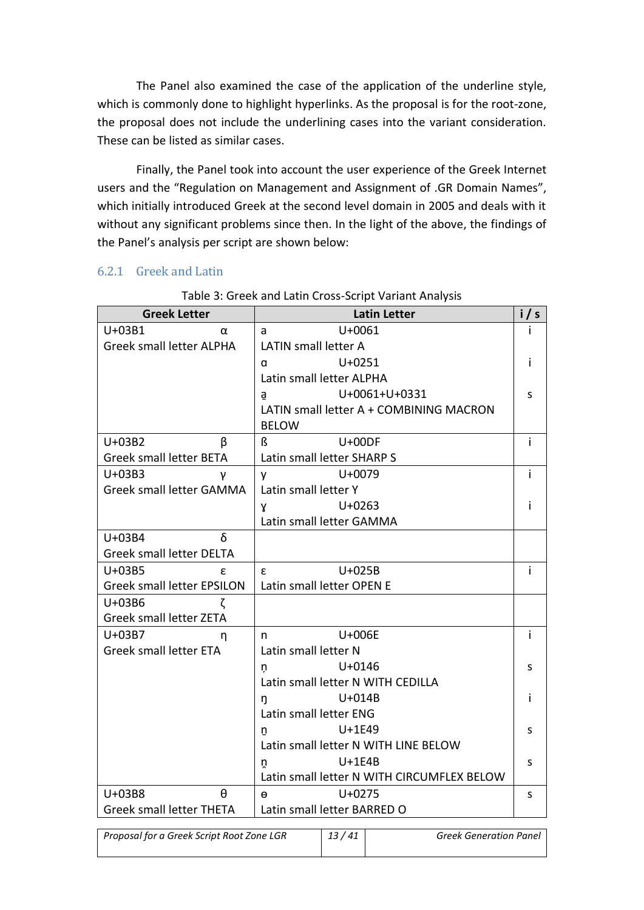The Panel also examined the case of the application of the underline style, which is commonly done to highlight hyperlinks. As the proposal is for the root-zone, the proposal does not include the underlining cases into the variant consideration. These can be listed as similar cases.

Finally, the Panel took into account the user experience of the Greek Internet users and the "Regulation on Management and Assignment of .GR Domain Names", which initially introduced Greek at the second level domain in 2005 and deals with it without any significant problems since then. In the light of the above, the findings of the Panel's analysis per script are shown below:

### 6.2.1 Greek and Latin

Table 3: Greek and Latin Cross-Script Variant Analysis

| Greek Letter | Latin Letter | i / s |
|---|---|---|
| U+03B1 α<br>Greek small letter ALPHA | a U+0061<br>LATIN small letter A | i |
| | ɑ U+0251<br>Latin small letter ALPHA | i |
| | a̱ U+0061+U+0331<br>LATIN small letter A + COMBINING MACRON BELOW | s |
| U+03B2 β<br>Greek small letter BETA | ß U+00DF<br>Latin small letter SHARP S | i |
| U+03B3 γ<br>Greek small letter GAMMA | y U+0079<br>Latin small letter Y | i |
| | ɣ U+0263<br>Latin small letter GAMMA | i |
| U+03B4 δ<br>Greek small letter DELTA | | |
| U+03B5 ε<br>Greek small letter EPSILON | ɛ U+025B<br>Latin small letter OPEN E | i |
| U+03B6 ζ<br>Greek small letter ZETA | | |
| U+03B7 η<br>Greek small letter ETA | n U+006E<br>Latin small letter N | i |
| | ņ U+0146<br>Latin small letter N WITH CEDILLA | s |
| | ŋ U+014B<br>Latin small letter ENG | i |
| | ṉ U+1E49<br>Latin small letter N WITH LINE BELOW | s |
| | ṋ U+1E4B<br>Latin small letter N WITH CIRCUMFLEX BELOW | s |
| U+03B8 θ<br>Greek small letter THETA | ɵ U+0275<br>Latin small letter BARRED O | s |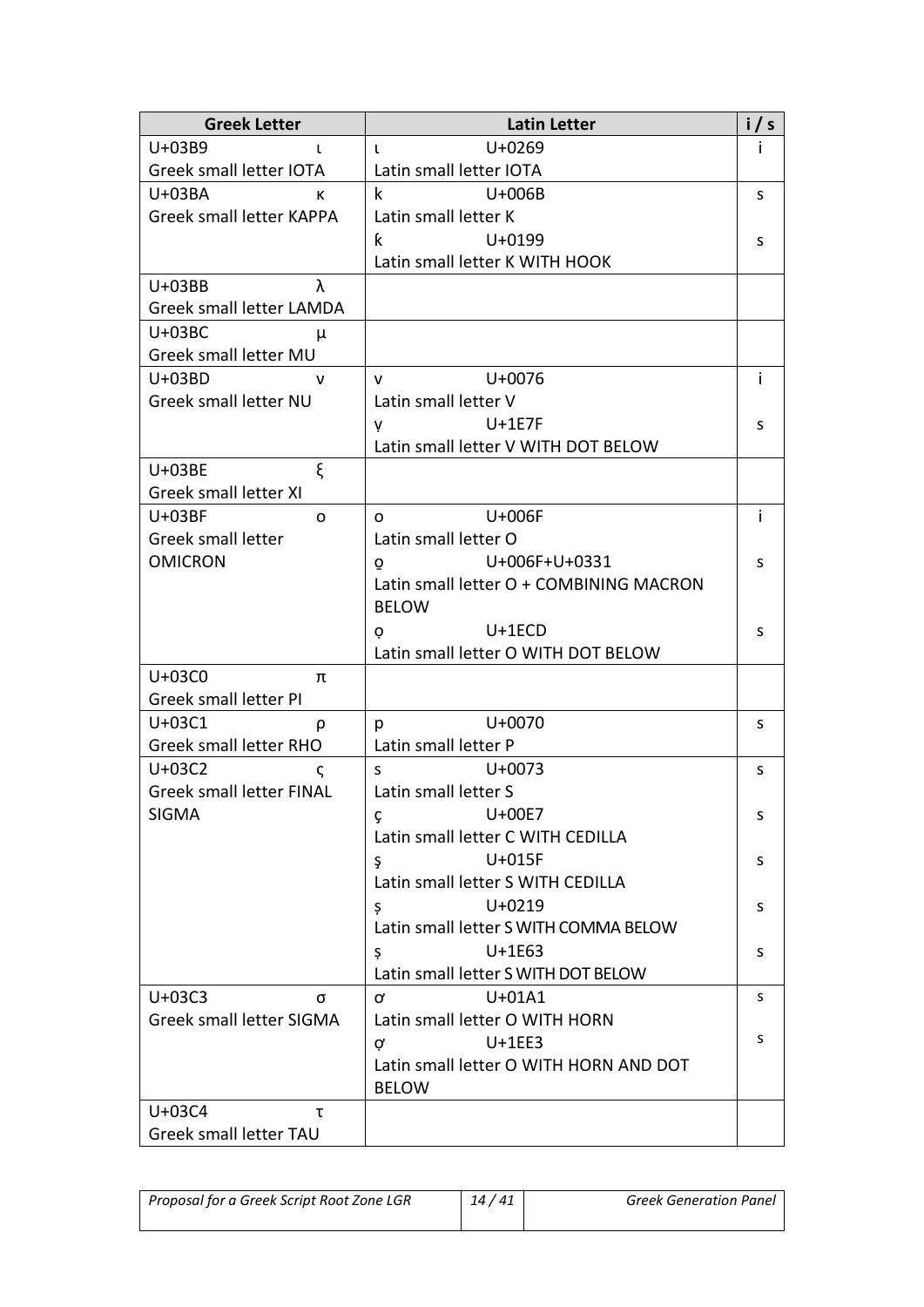| Greek Letter | Latin Letter | i / s |
|---|---|---|
| U+03B9 ι<br>Greek small letter IOTA | ɩ U+0269<br>Latin small letter IOTA | i |
| U+03BA κ<br>Greek small letter KAPPA | k U+006B<br>Latin small letter K | s |
| | ƙ U+0199<br>Latin small letter K WITH HOOK | s |
| U+03BB λ<br>Greek small letter LAMDA | | |
| U+03BC μ<br>Greek small letter MU | | |
| U+03BD ν<br>Greek small letter NU | v U+0076<br>Latin small letter V | i |
| | ṿ U+1E7F<br>Latin small letter V WITH DOT BELOW | s |
| U+03BE ξ<br>Greek small letter XI | | |
| U+03BF ο<br>Greek small letter OMICRON | o U+006F<br>Latin small letter O | i |
| | o̱ U+006F+U+0331<br>Latin small letter O + COMBINING MACRON BELOW | s |
| | ọ U+1ECD<br>Latin small letter O WITH DOT BELOW | s |
| U+03C0 π<br>Greek small letter PI | | |
| U+03C1 ρ<br>Greek small letter RHO | p U+0070<br>Latin small letter P | s |
| U+03C2 ς<br>Greek small letter FINAL SIGMA | s U+0073<br>Latin small letter S | s |
| | ç U+00E7<br>Latin small letter C WITH CEDILLA | s |
| | ş U+015F<br>Latin small letter S WITH CEDILLA | s |
| | ș U+0219<br>Latin small letter S WITH COMMA BELOW | s |
| | ṣ U+1E63<br>Latin small letter S WITH DOT BELOW | s |
| U+03C3 σ<br>Greek small letter SIGMA | ơ U+01A1<br>Latin small letter O WITH HORN | s |
| | ợ U+1EE3<br>Latin small letter O WITH HORN AND DOT BELOW | s |
| U+03C4 τ<br>Greek small letter TAU | | |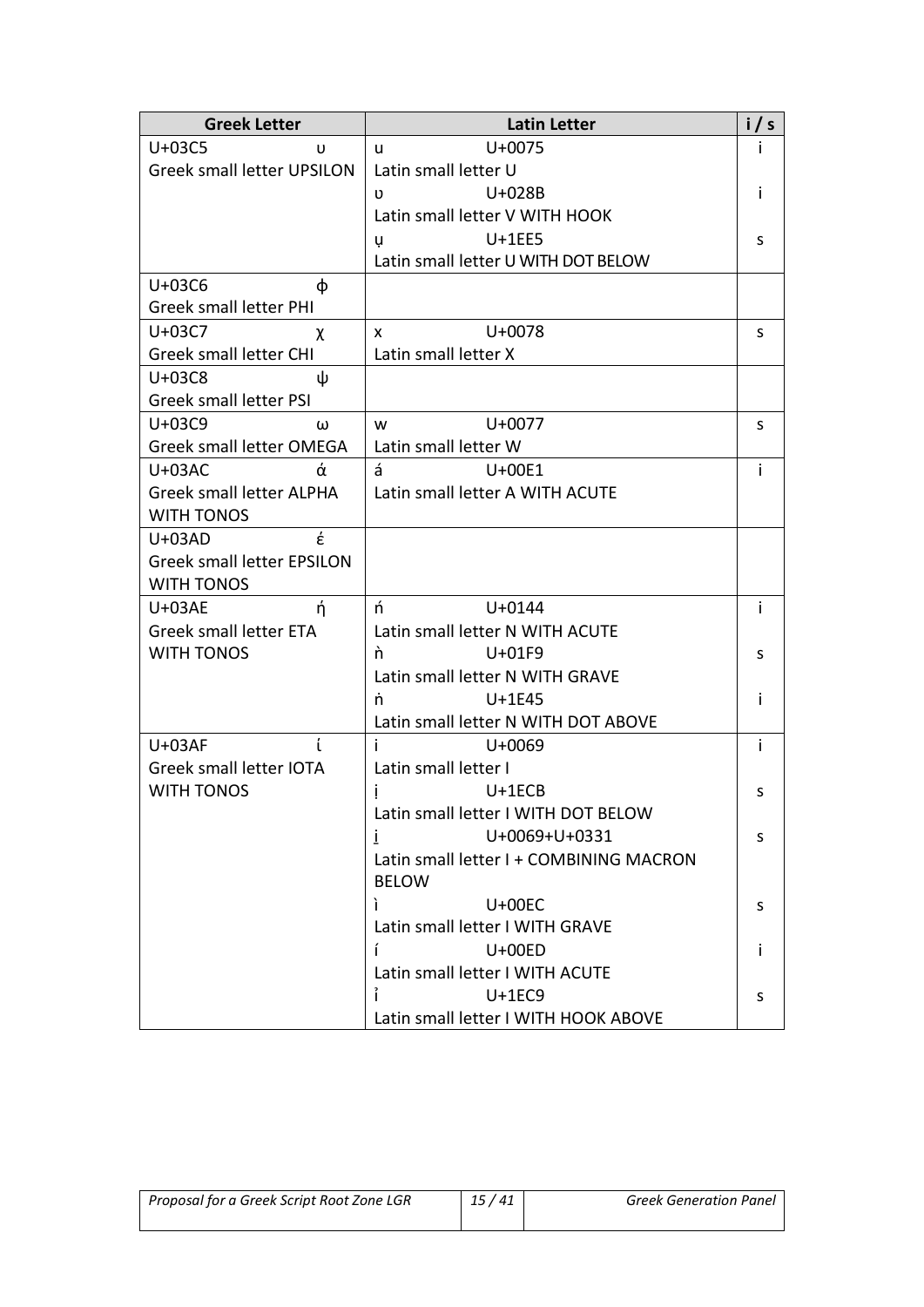| Greek Letter | Latin Letter | i / s |
|---|---|---|
| U+03C5 υ<br>Greek small letter UPSILON | u U+0075<br>Latin small letter U | i |
| | ʋ U+028B<br>Latin small letter V WITH HOOK | i |
| | ụ U+1EE5<br>Latin small letter U WITH DOT BELOW | s |
| U+03C6 φ<br>Greek small letter PHI | | |
| U+03C7 χ<br>Greek small letter CHI | x U+0078<br>Latin small letter X | s |
| U+03C8 ψ<br>Greek small letter PSI | | |
| U+03C9 ω<br>Greek small letter OMEGA | w U+0077<br>Latin small letter W | s |
| U+03AC ά<br>Greek small letter ALPHA WITH TONOS | á U+00E1<br>Latin small letter A WITH ACUTE | i |
| U+03AD έ<br>Greek small letter EPSILON WITH TONOS | | |
| U+03AE ή<br>Greek small letter ETA WITH TONOS | ń U+0144<br>Latin small letter N WITH ACUTE | i |
| | ǹ U+01F9<br>Latin small letter N WITH GRAVE | s |
| | ṅ U+1E45<br>Latin small letter N WITH DOT ABOVE | i |
| U+03AF ί<br>Greek small letter IOTA WITH TONOS | i U+0069<br>Latin small letter I | i |
| | ị U+1ECB<br>Latin small letter I WITH DOT BELOW | s |
| | i̱ U+0069+U+0331<br>Latin small letter I + COMBINING MACRON BELOW | s |
| | ì U+00EC<br>Latin small letter I WITH GRAVE | s |
| | í U+00ED<br>Latin small letter I WITH ACUTE | i |
| | ỉ U+1EC9<br>Latin small letter I WITH HOOK ABOVE | s |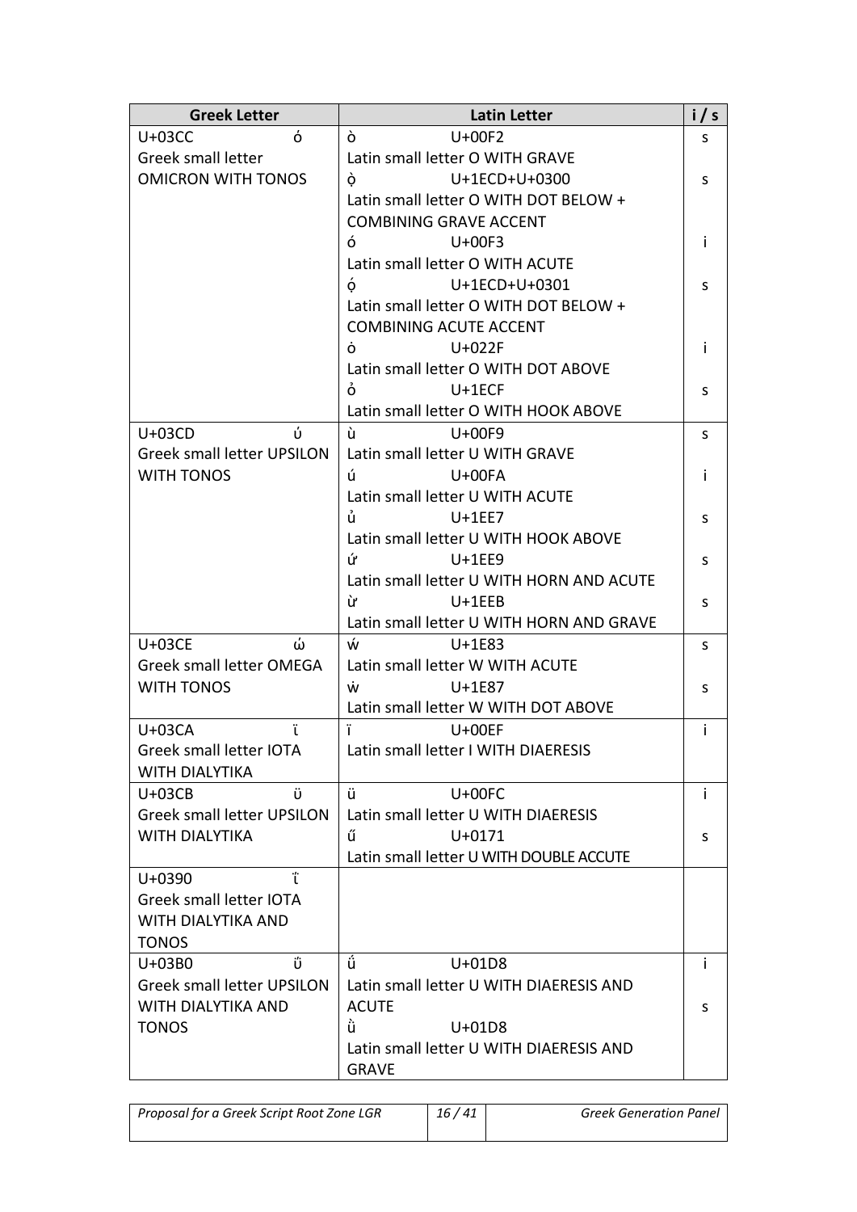| Greek Letter | Latin Letter | i / s |
|---|---|---|
| U+03CC ό<br>Greek small letter OMICRON WITH TONOS | ò U+00F2<br>Latin small letter O WITH GRAVE | s |
| | ọ̀ U+1ECD+U+0300<br>Latin small letter O WITH DOT BELOW + COMBINING GRAVE ACCENT | s |
| | ó U+00F3<br>Latin small letter O WITH ACUTE | i |
| | ọ́ U+1ECD+U+0301<br>Latin small letter O WITH DOT BELOW + COMBINING ACUTE ACCENT | s |
| | ȯ U+022F<br>Latin small letter O WITH DOT ABOVE | i |
| | ỏ U+1ECF<br>Latin small letter O WITH HOOK ABOVE | s |
| U+03CD ύ<br>Greek small letter UPSILON WITH TONOS | ù U+00F9<br>Latin small letter U WITH GRAVE | s |
| | ú U+00FA<br>Latin small letter U WITH ACUTE | i |
| | ủ U+1EE7<br>Latin small letter U WITH HOOK ABOVE | s |
| | ứ U+1EE9<br>Latin small letter U WITH HORN AND ACUTE | s |
| | ừ U+1EEB<br>Latin small letter U WITH HORN AND GRAVE | s |
| U+03CE ώ<br>Greek small letter OMEGA WITH TONOS | ẃ U+1E83<br>Latin small letter W WITH ACUTE | s |
| | ẇ U+1E87<br>Latin small letter W WITH DOT ABOVE | s |
| U+03CA ϊ<br>Greek small letter IOTA WITH DIALYTIKA | ï U+00EF<br>Latin small letter I WITH DIAERESIS | i |
| U+03CB ϋ<br>Greek small letter UPSILON WITH DIALYTIKA | ü U+00FC<br>Latin small letter U WITH DIAERESIS | i |
| | ű U+0171<br>Latin small letter U WITH DOUBLE ACCUTE | s |
| U+0390 ΐ<br>Greek small letter IOTA WITH DIALYTIKA AND TONOS | | |
| U+03B0 ΰ<br>Greek small letter UPSILON WITH DIALYTIKA AND TONOS | ǘ U+01D8<br>Latin small letter U WITH DIAERESIS AND ACUTE | i |
| | ǜ U+01D8<br>Latin small letter U WITH DIAERESIS AND GRAVE | s |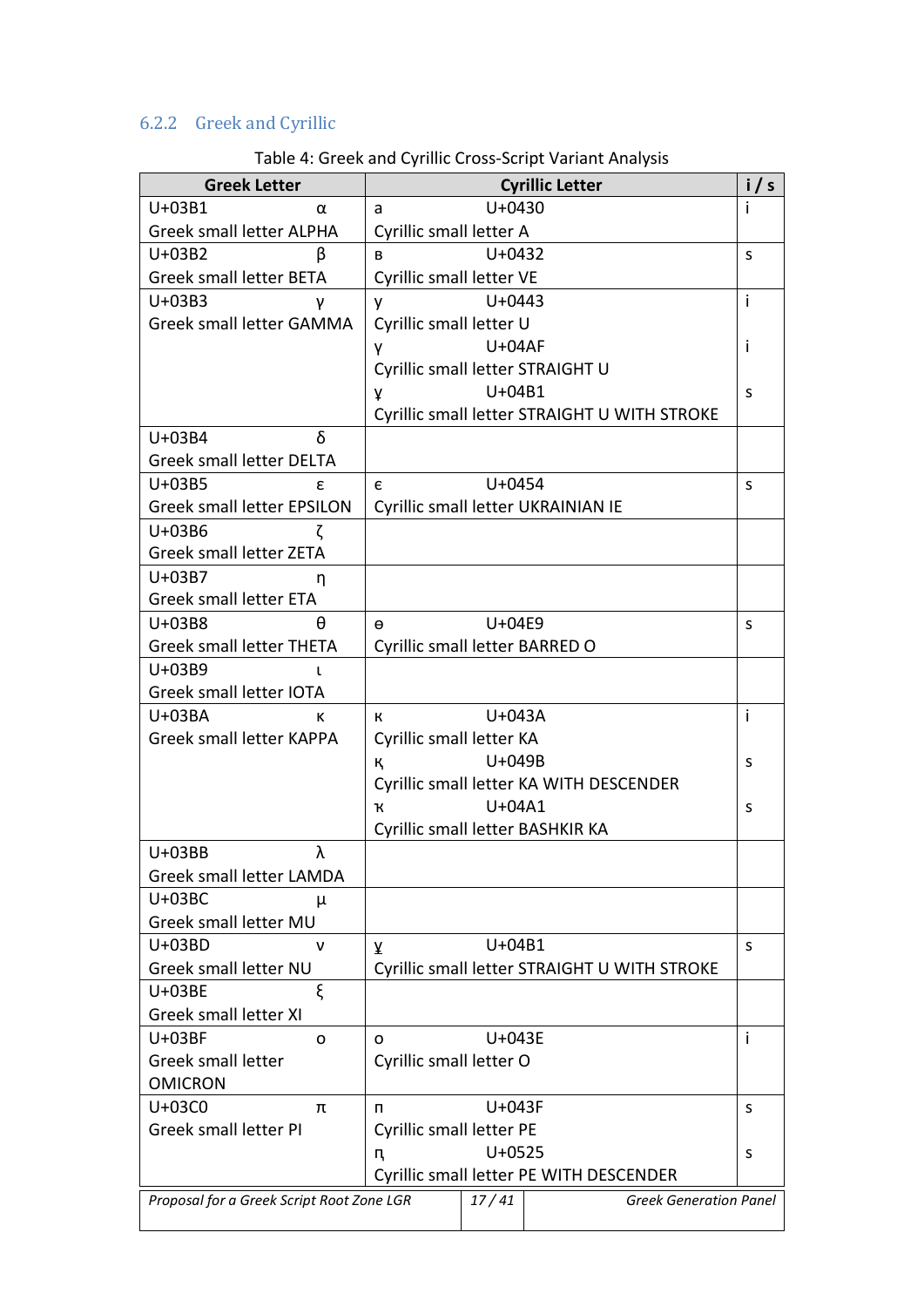### 6.2.2 Greek and Cyrillic

Table 4: Greek and Cyrillic Cross-Script Variant Analysis

| Greek Letter | Cyrillic Letter | i / s |
|---|---|---|
| U+03B1 α<br>Greek small letter ALPHA | а U+0430<br>Cyrillic small letter A | i |
| U+03B2 β<br>Greek small letter BETA | в U+0432<br>Cyrillic small letter VE | s |
| U+03B3 γ<br>Greek small letter GAMMA | у U+0443<br>Cyrillic small letter U | i |
| | ү U+04AF<br>Cyrillic small letter STRAIGHT U | i |
| | ұ U+04B1<br>Cyrillic small letter STRAIGHT U WITH STROKE | s |
| U+03B4 δ<br>Greek small letter DELTA | | |
| U+03B5 ε<br>Greek small letter EPSILON | є U+0454<br>Cyrillic small letter UKRAINIAN IE | s |
| U+03B6 ζ<br>Greek small letter ZETA | | |
| U+03B7 η<br>Greek small letter ETA | | |
| U+03B8 θ<br>Greek small letter THETA | ө U+04E9<br>Cyrillic small letter BARRED O | s |
| U+03B9 ι<br>Greek small letter IOTA | | |
| U+03BA κ<br>Greek small letter KAPPA | к U+043A<br>Cyrillic small letter KA | i |
| | қ U+049B<br>Cyrillic small letter KA WITH DESCENDER | s |
| | ҡ U+04A1<br>Cyrillic small letter BASHKIR KA | s |
| U+03BB λ<br>Greek small letter LAMDA | | |
| U+03BC μ<br>Greek small letter MU | | |
| U+03BD ν<br>Greek small letter NU | ұ U+04B1<br>Cyrillic small letter STRAIGHT U WITH STROKE | s |
| U+03BE ξ<br>Greek small letter XI | | |
| U+03BF ο<br>Greek small letter OMICRON | о U+043E<br>Cyrillic small letter O | i |
| U+03C0 π<br>Greek small letter PI | п U+043F<br>Cyrillic small letter PE | s |
| | ԥ U+0525<br>Cyrillic small letter PE WITH DESCENDER | s |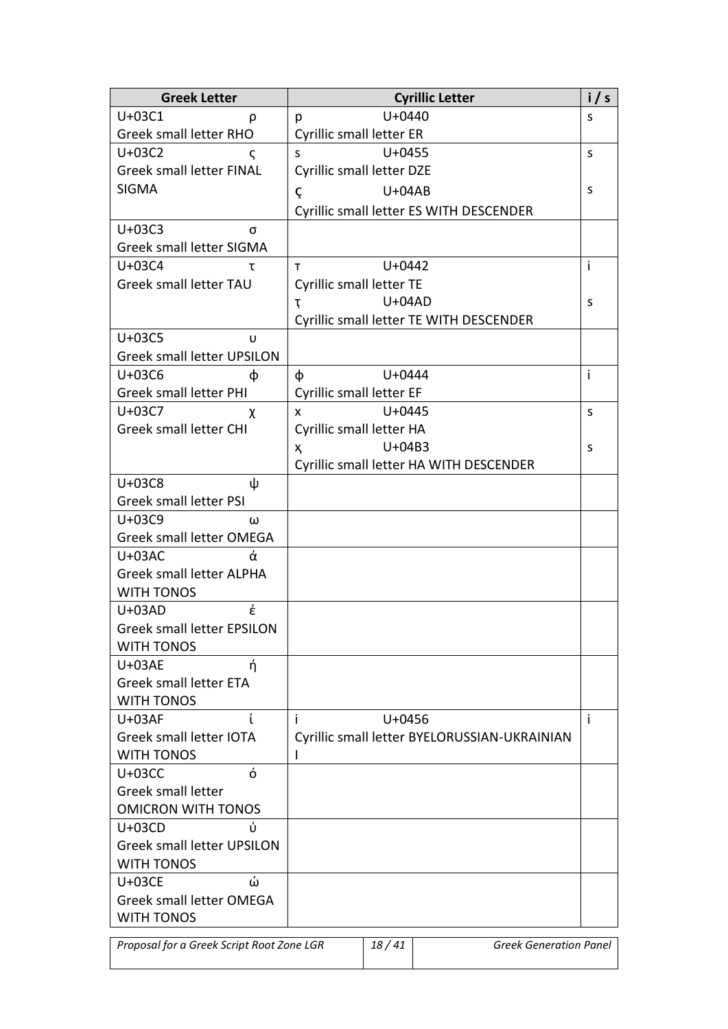| Greek Letter | Cyrillic Letter | i / s |
| --- | --- | --- |
| U+03C1 ρ<br>Greek small letter RHO | р U+0440<br>Cyrillic small letter ER | s |
| U+03C2 ς<br>Greek small letter FINAL SIGMA | ѕ U+0455<br>Cyrillic small letter DZE<br>ҫ U+04AB<br>Cyrillic small letter ES WITH DESCENDER | s<br>s |
| U+03C3 σ<br>Greek small letter SIGMA | | |
| U+03C4 τ<br>Greek small letter TAU | т U+0442<br>Cyrillic small letter TE<br>ҭ U+04AD<br>Cyrillic small letter TE WITH DESCENDER | i<br>s |
| U+03C5 υ<br>Greek small letter UPSILON | | |
| U+03C6 φ<br>Greek small letter PHI | ф U+0444<br>Cyrillic small letter EF | i |
| U+03C7 χ<br>Greek small letter CHI | х U+0445<br>Cyrillic small letter HA<br>ҳ U+04B3<br>Cyrillic small letter HA WITH DESCENDER | s<br>s |
| U+03C8 ψ<br>Greek small letter PSI | | |
| U+03C9 ω<br>Greek small letter OMEGA | | |
| U+03AC ά<br>Greek small letter ALPHA WITH TONOS | | |
| U+03AD έ<br>Greek small letter EPSILON WITH TONOS | | |
| U+03AE ή<br>Greek small letter ETA WITH TONOS | | |
| U+03AF ί<br>Greek small letter IOTA WITH TONOS | і U+0456<br>Cyrillic small letter BYELORUSSIAN-UKRAINIAN I | i |
| U+03CC ό<br>Greek small letter OMICRON WITH TONOS | | |
| U+03CD ύ<br>Greek small letter UPSILON WITH TONOS | | |
| U+03CE ώ<br>Greek small letter OMEGA WITH TONOS | | |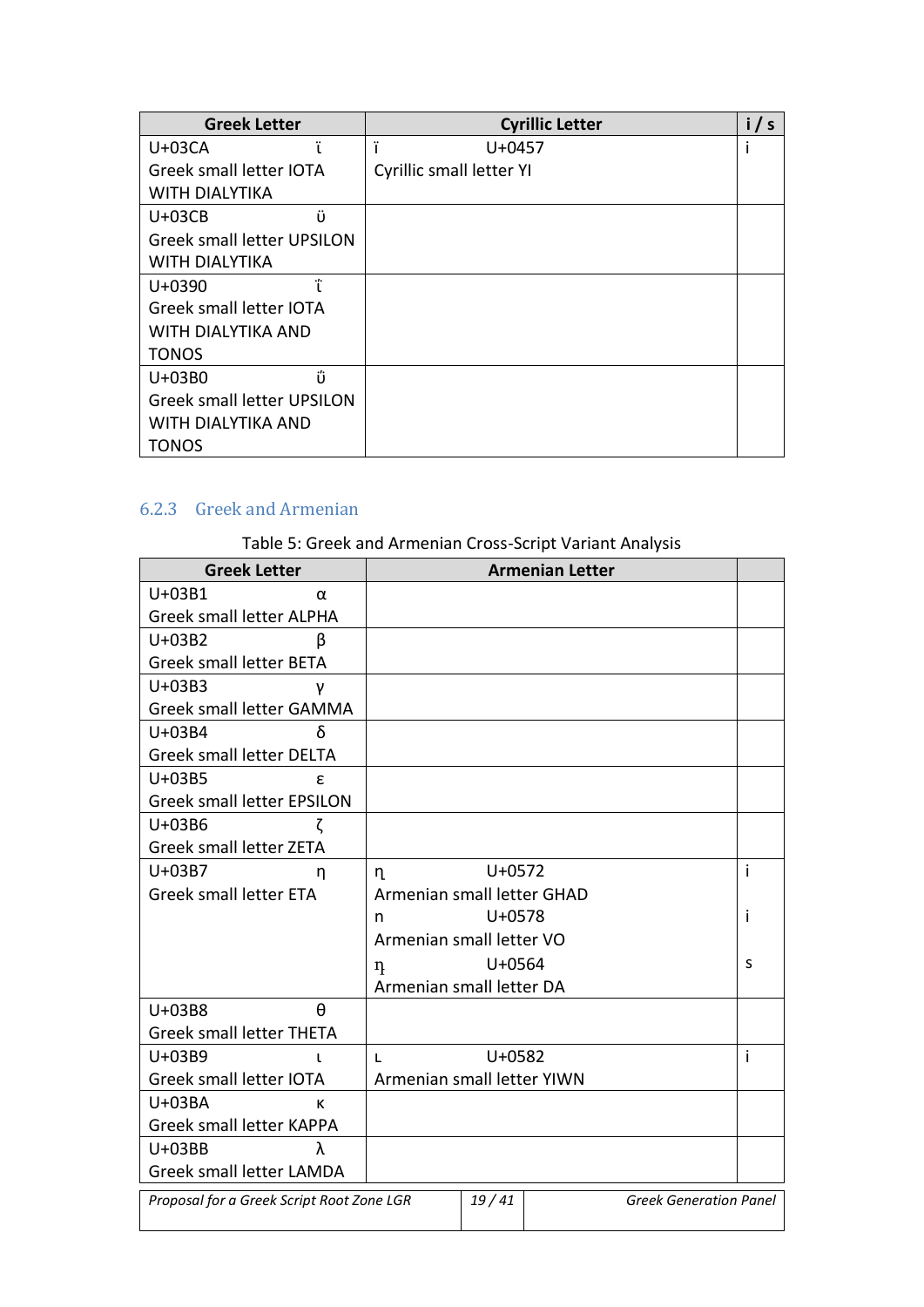| Greek Letter | Cyrillic Letter | i / s |
|---|---|---|
| U+03CA ϊ Greek small letter IOTA WITH DIALYTIKA | ї U+0457 Cyrillic small letter YI | i |
| U+03CB ϋ Greek small letter UPSILON WITH DIALYTIKA | | |
| U+0390 ΐ Greek small letter IOTA WITH DIALYTIKA AND TONOS | | |
| U+03B0 ΰ Greek small letter UPSILON WITH DIALYTIKA AND TONOS | | |

### 6.2.3 Greek and Armenian

Table 5: Greek and Armenian Cross-Script Variant Analysis

| Greek Letter | Armenian Letter | |
|---|---|---|
| U+03B1 α Greek small letter ALPHA | | |
| U+03B2 β Greek small letter BETA | | |
| U+03B3 γ Greek small letter GAMMA | | |
| U+03B4 δ Greek small letter DELTA | | |
| U+03B5 ε Greek small letter EPSILON | | |
| U+03B6 ζ Greek small letter ZETA | | |
| U+03B7 η Greek small letter ETA | ղ U+0572 Armenian small letter GHAD<br>ո U+0578 Armenian small letter VO<br>դ U+0564 Armenian small letter DA | i<br>i<br>s |
| U+03B8 θ Greek small letter THETA | | |
| U+03B9 ι Greek small letter IOTA | ւ U+0582 Armenian small letter YIWN | i |
| U+03BA κ Greek small letter KAPPA | | |
| U+03BB λ Greek small letter LAMDA | | |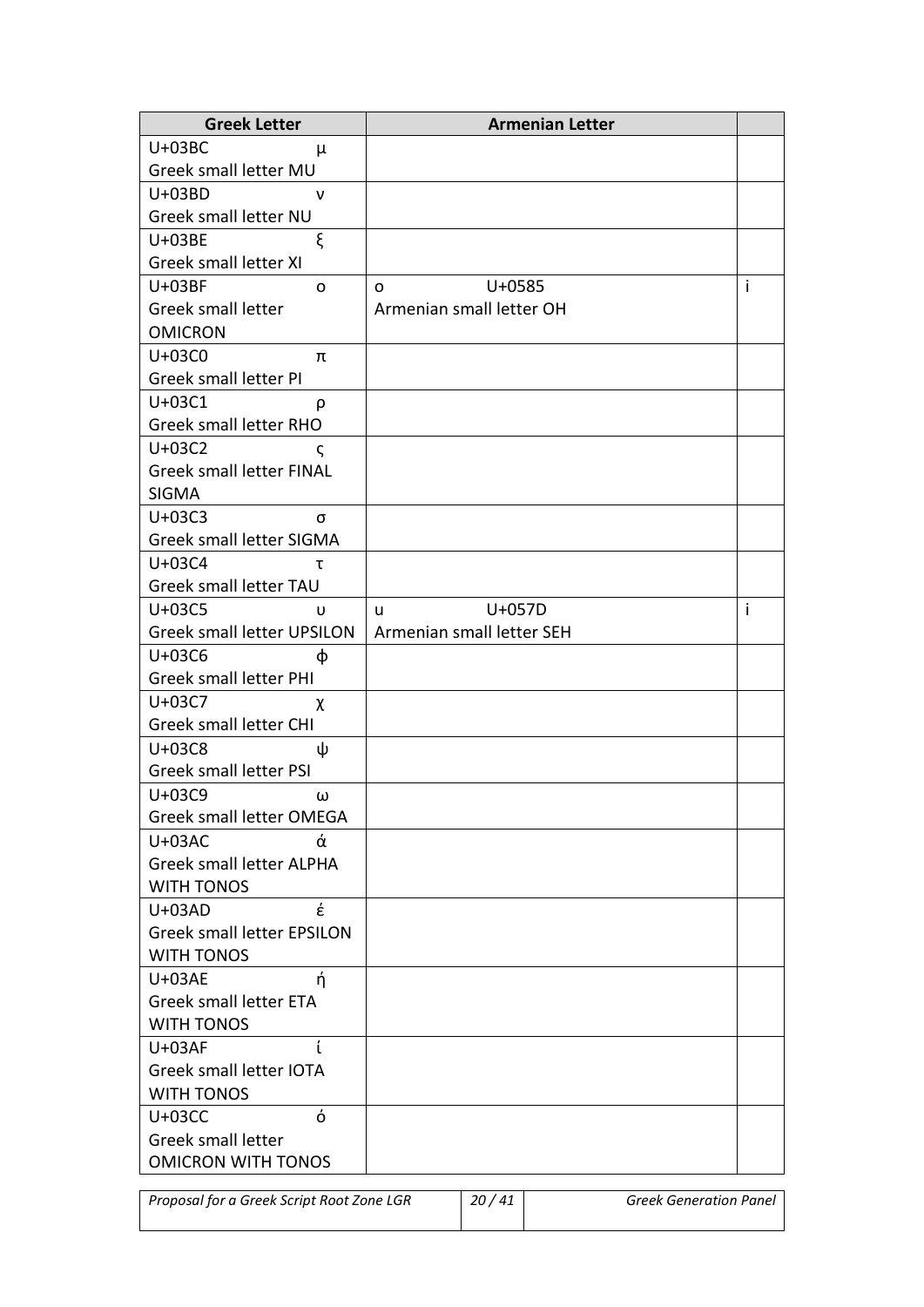| Greek Letter | Armenian Letter | |
|---|---|---|
| U+03BC μ Greek small letter MU | | |
| U+03BD ν Greek small letter NU | | |
| U+03BE ξ Greek small letter XI | | |
| U+03BF ο Greek small letter OMICRON | օ U+0585 Armenian small letter OH | i |
| U+03C0 π Greek small letter PI | | |
| U+03C1 ρ Greek small letter RHO | | |
| U+03C2 ς Greek small letter FINAL SIGMA | | |
| U+03C3 σ Greek small letter SIGMA | | |
| U+03C4 τ Greek small letter TAU | | |
| U+03C5 υ Greek small letter UPSILON | ս U+057D Armenian small letter SEH | i |
| U+03C6 φ Greek small letter PHI | | |
| U+03C7 χ Greek small letter CHI | | |
| U+03C8 ψ Greek small letter PSI | | |
| U+03C9 ω Greek small letter OMEGA | | |
| U+03AC ά Greek small letter ALPHA WITH TONOS | | |
| U+03AD έ Greek small letter EPSILON WITH TONOS | | |
| U+03AE ή Greek small letter ETA WITH TONOS | | |
| U+03AF ί Greek small letter IOTA WITH TONOS | | |
| U+03CC ό Greek small letter OMICRON WITH TONOS | | |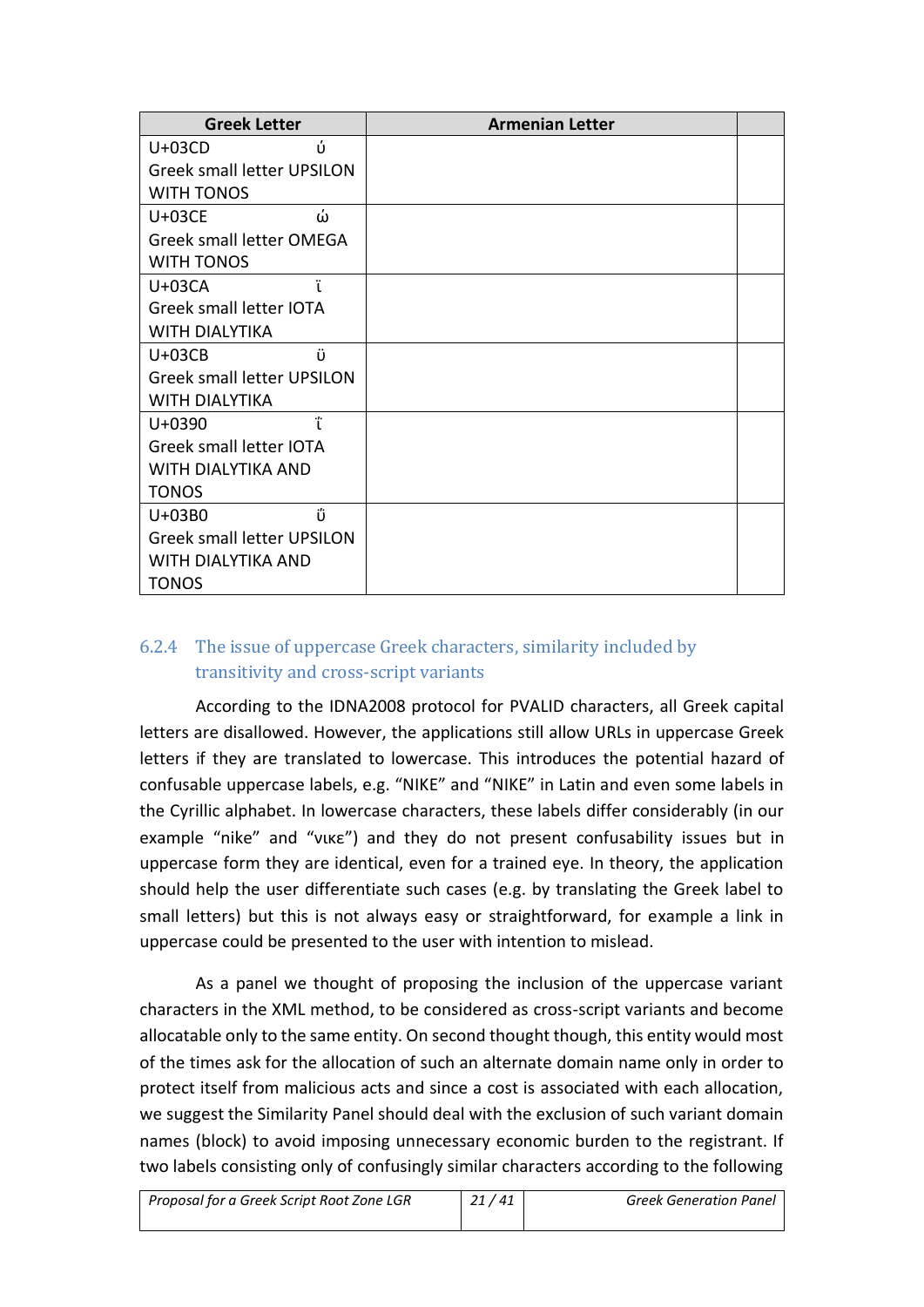| Greek Letter | Armenian Letter | |
|---|---|---|
| U+03CD ύ Greek small letter UPSILON WITH TONOS | | |
| U+03CE ώ Greek small letter OMEGA WITH TONOS | | |
| U+03CA ϊ Greek small letter IOTA WITH DIALYTIKA | | |
| U+03CB ϋ Greek small letter UPSILON WITH DIALYTIKA | | |
| U+0390 ΐ Greek small letter IOTA WITH DIALYTIKA AND TONOS | | |
| U+03B0 ΰ Greek small letter UPSILON WITH DIALYTIKA AND TONOS | | |

### 6.2.4 The issue of uppercase Greek characters, similarity included by transitivity and cross-script variants

According to the IDNA2008 protocol for PVALID characters, all Greek capital letters are disallowed. However, the applications still allow URLs in uppercase Greek letters if they are translated to lowercase. This introduces the potential hazard of confusable uppercase labels, e.g. "NIKE" and "NIKE" in Latin and even some labels in the Cyrillic alphabet. In lowercase characters, these labels differ considerably (in our example "nike" and "νικε") and they do not present confusability issues but in uppercase form they are identical, even for a trained eye. In theory, the application should help the user differentiate such cases (e.g. by translating the Greek label to small letters) but this is not always easy or straightforward, for example a link in uppercase could be presented to the user with intention to mislead.

As a panel we thought of proposing the inclusion of the uppercase variant characters in the XML method, to be considered as cross-script variants and become allocatable only to the same entity. On second thought though, this entity would most of the times ask for the allocation of such an alternate domain name only in order to protect itself from malicious acts and since a cost is associated with each allocation, we suggest the Similarity Panel should deal with the exclusion of such variant domain names (block) to avoid imposing unnecessary economic burden to the registrant. If two labels consisting only of confusingly similar characters according to the following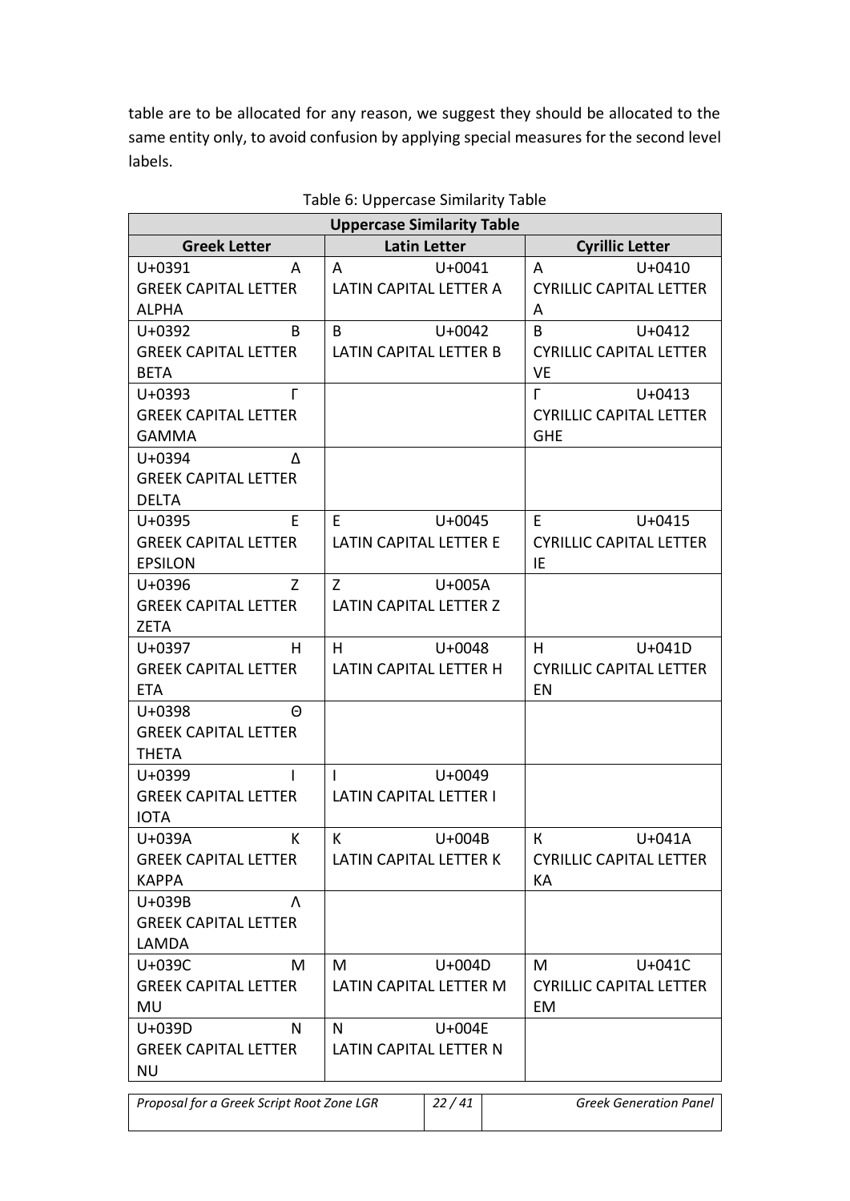table are to be allocated for any reason, we suggest they should be allocated to the same entity only, to avoid confusion by applying special measures for the second level labels.

Table 6: Uppercase Similarity Table

| Uppercase Similarity Table | | |
|---|---|---|
| **Greek Letter** | **Latin Letter** | **Cyrillic Letter** |
| U+0391 Α GREEK CAPITAL LETTER ALPHA | A U+0041 LATIN CAPITAL LETTER A | А U+0410 CYRILLIC CAPITAL LETTER A |
| U+0392 Β GREEK CAPITAL LETTER BETA | B U+0042 LATIN CAPITAL LETTER B | В U+0412 CYRILLIC CAPITAL LETTER VE |
| U+0393 Γ GREEK CAPITAL LETTER GAMMA | | Г U+0413 CYRILLIC CAPITAL LETTER GHE |
| U+0394 Δ GREEK CAPITAL LETTER DELTA | | |
| U+0395 Ε GREEK CAPITAL LETTER EPSILON | E U+0045 LATIN CAPITAL LETTER E | Е U+0415 CYRILLIC CAPITAL LETTER IE |
| U+0396 Ζ GREEK CAPITAL LETTER ZETA | Z U+005A LATIN CAPITAL LETTER Z | |
| U+0397 Η GREEK CAPITAL LETTER ETA | H U+0048 LATIN CAPITAL LETTER H | Н U+041D CYRILLIC CAPITAL LETTER EN |
| U+0398 Θ GREEK CAPITAL LETTER THETA | | |
| U+0399 Ι GREEK CAPITAL LETTER IOTA | I U+0049 LATIN CAPITAL LETTER I | |
| U+039A Κ GREEK CAPITAL LETTER KAPPA | K U+004B LATIN CAPITAL LETTER K | К U+041A CYRILLIC CAPITAL LETTER KA |
| U+039B Λ GREEK CAPITAL LETTER LAMDA | | |
| U+039C Μ GREEK CAPITAL LETTER MU | M U+004D LATIN CAPITAL LETTER M | М U+041C CYRILLIC CAPITAL LETTER EM |
| U+039D Ν GREEK CAPITAL LETTER NU | N U+004E LATIN CAPITAL LETTER N | |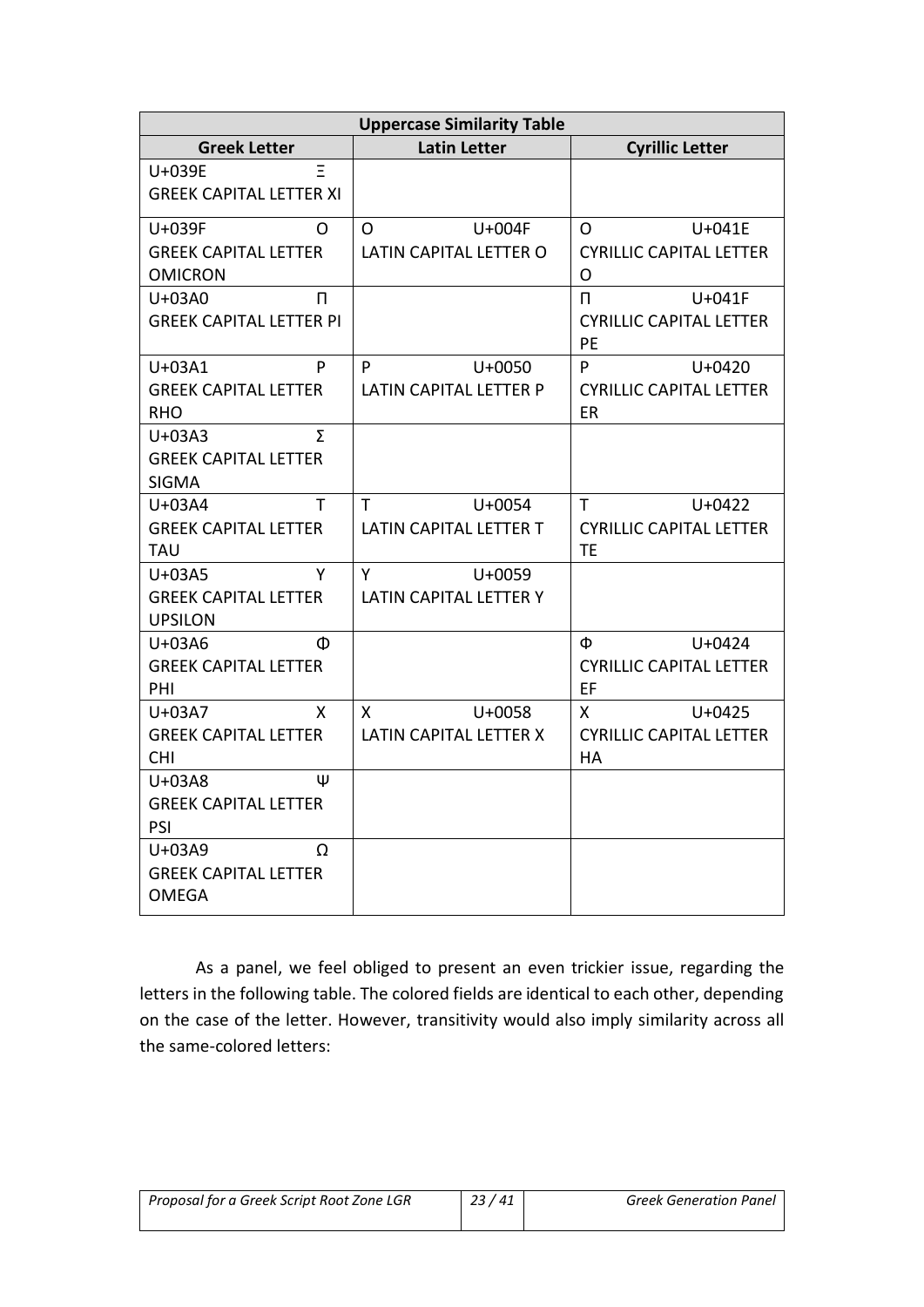| Uppercase Similarity Table | | |
|---|---|---|
| **Greek Letter** | **Latin Letter** | **Cyrillic Letter** |
| U+039E Ξ GREEK CAPITAL LETTER XI | | |
| U+039F Ο GREEK CAPITAL LETTER OMICRON | O U+004F LATIN CAPITAL LETTER O | О U+041E CYRILLIC CAPITAL LETTER O |
| U+03A0 Π GREEK CAPITAL LETTER PI | | П U+041F CYRILLIC CAPITAL LETTER PE |
| U+03A1 Ρ GREEK CAPITAL LETTER RHO | P U+0050 LATIN CAPITAL LETTER P | Р U+0420 CYRILLIC CAPITAL LETTER ER |
| U+03A3 Σ GREEK CAPITAL LETTER SIGMA | | |
| U+03A4 Τ GREEK CAPITAL LETTER TAU | T U+0054 LATIN CAPITAL LETTER T | Т U+0422 CYRILLIC CAPITAL LETTER TE |
| U+03A5 Υ GREEK CAPITAL LETTER UPSILON | Y U+0059 LATIN CAPITAL LETTER Y | |
| U+03A6 Φ GREEK CAPITAL LETTER PHI | | Ф U+0424 CYRILLIC CAPITAL LETTER EF |
| U+03A7 Χ GREEK CAPITAL LETTER CHI | X U+0058 LATIN CAPITAL LETTER X | Х U+0425 CYRILLIC CAPITAL LETTER HA |
| U+03A8 Ψ GREEK CAPITAL LETTER PSI | | |
| U+03A9 Ω GREEK CAPITAL LETTER OMEGA | | |

As a panel, we feel obliged to present an even trickier issue, regarding the letters in the following table. The colored fields are identical to each other, depending on the case of the letter. However, transitivity would also imply similarity across all the same-colored letters: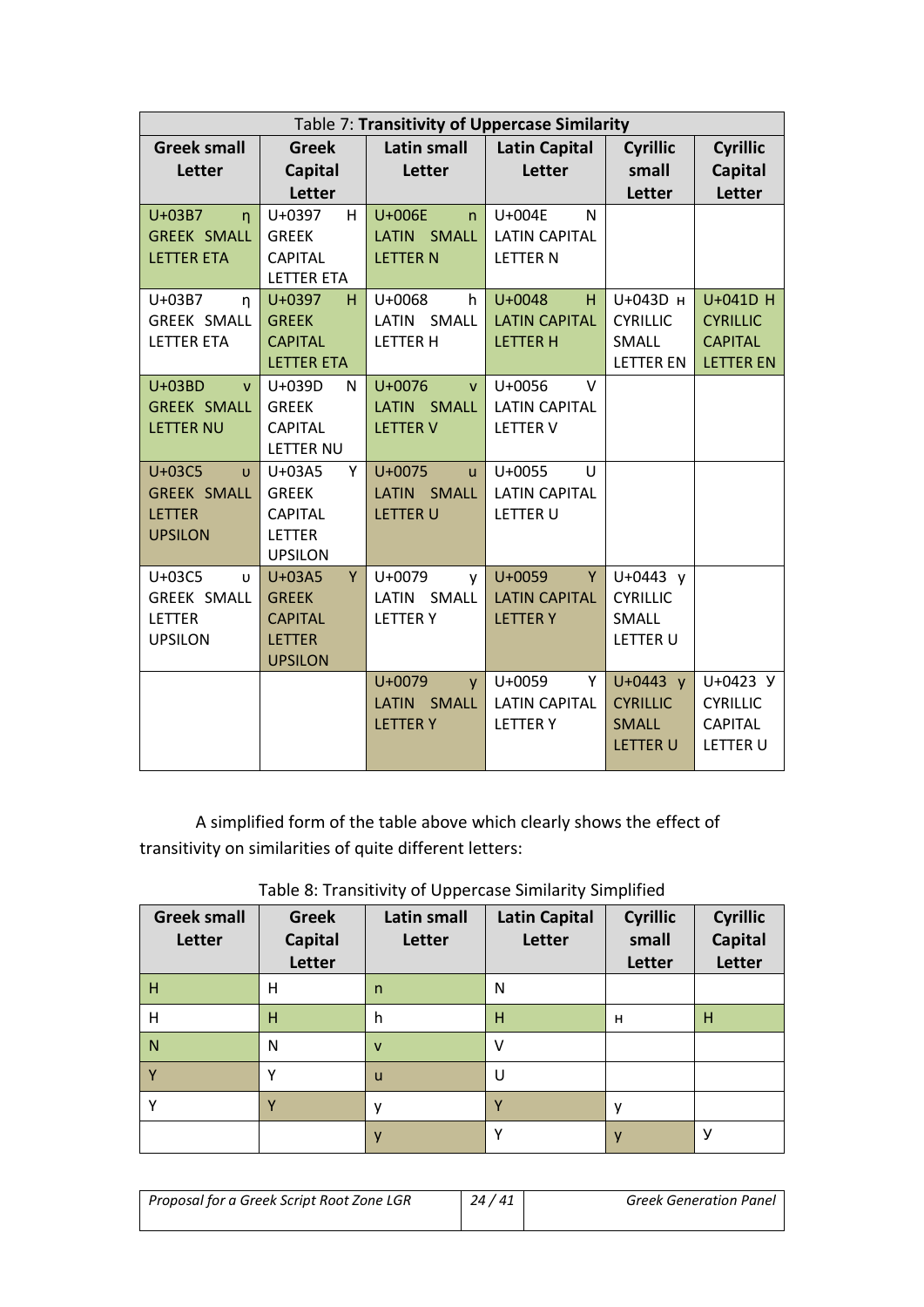Table 7: **Transitivity of Uppercase Similarity**

| Greek small Letter | Greek Capital Letter | Latin small Letter | Latin Capital Letter | Cyrillic small Letter | Cyrillic Capital Letter |
|---|---|---|---|---|---|
| U+03B7 η GREEK SMALL LETTER ETA | U+0397 Η GREEK CAPITAL LETTER ETA | U+006E n LATIN SMALL LETTER N | U+004E N LATIN CAPITAL LETTER N | | |
| U+03B7 η GREEK SMALL LETTER ETA | U+0397 Η GREEK CAPITAL LETTER ETA | U+0068 h LATIN SMALL LETTER H | U+0048 H LATIN CAPITAL LETTER H | U+043D н CYRILLIC SMALL LETTER EN | U+041D Н CYRILLIC CAPITAL LETTER EN |
| U+03BD ν GREEK SMALL LETTER NU | U+039D Ν GREEK CAPITAL LETTER NU | U+0076 v LATIN SMALL LETTER V | U+0056 V LATIN CAPITAL LETTER V | | |
| U+03C5 υ GREEK SMALL LETTER UPSILON | U+03A5 Υ GREEK CAPITAL LETTER UPSILON | U+0075 u LATIN SMALL LETTER U | U+0055 U LATIN CAPITAL LETTER U | | |
| U+03C5 υ GREEK SMALL LETTER UPSILON | U+03A5 Υ GREEK CAPITAL LETTER UPSILON | U+0079 y LATIN SMALL LETTER Y | U+0059 Y LATIN CAPITAL LETTER Y | U+0443 у CYRILLIC SMALL LETTER U | |
| | | U+0079 y LATIN SMALL LETTER Y | U+0059 Y LATIN CAPITAL LETTER Y | U+0443 у CYRILLIC SMALL LETTER U | U+0423 У CYRILLIC CAPITAL LETTER U |

A simplified form of the table above which clearly shows the effect of transitivity on similarities of quite different letters:

Table 8: Transitivity of Uppercase Similarity Simplified

| Greek small Letter | Greek Capital Letter | Latin small Letter | Latin Capital Letter | Cyrillic small Letter | Cyrillic Capital Letter |
|---|---|---|---|---|---|
| Η | Η | n | N | | |
| Η | Η | h | H | н | Н |
| Ν | Ν | v | V | | |
| Υ | Υ | u | U | | |
| Υ | Υ | y | Y | у | |
| | | y | Y | у | У |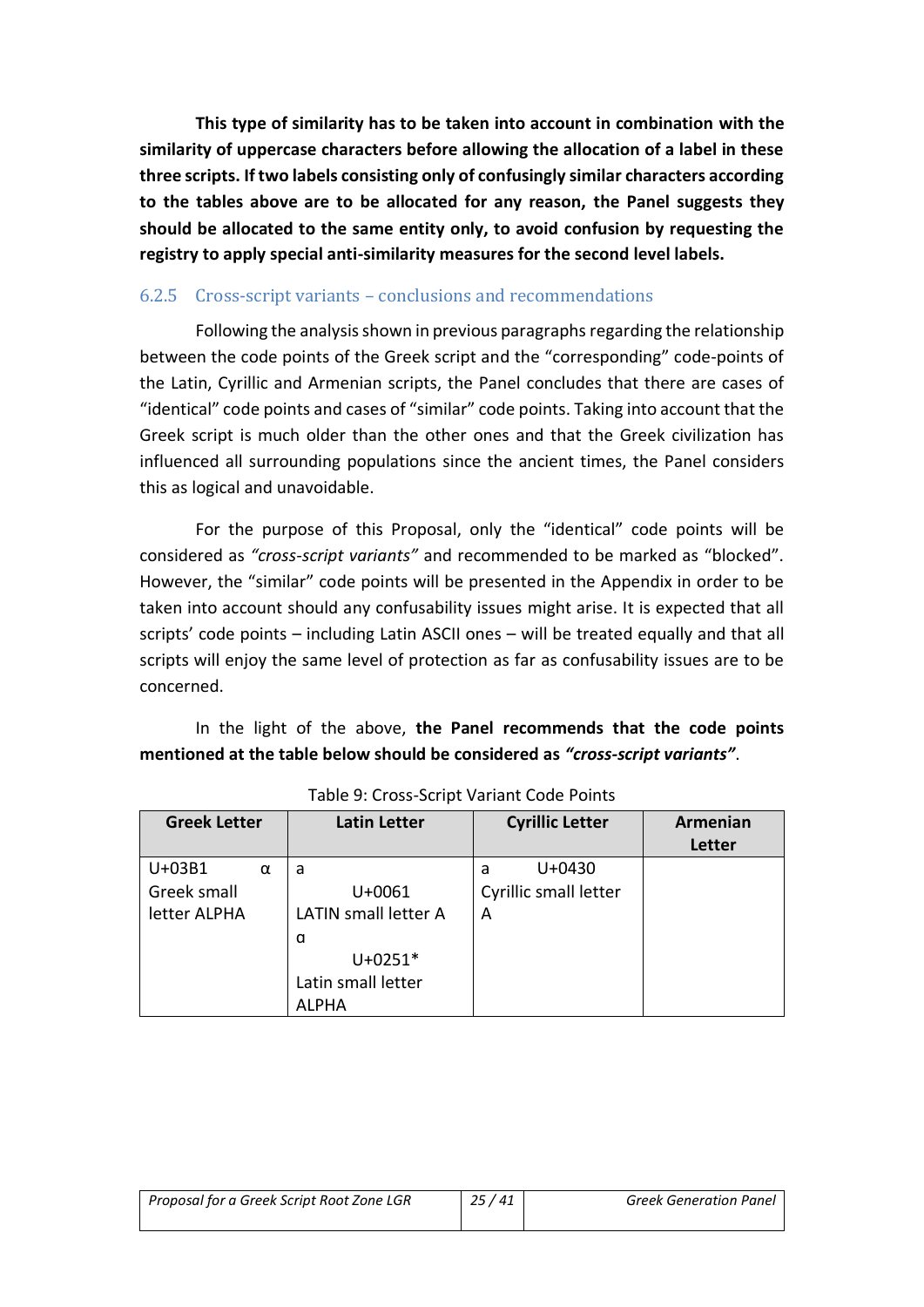**This type of similarity has to be taken into account in combination with the similarity of uppercase characters before allowing the allocation of a label in these three scripts. If two labels consisting only of confusingly similar characters according to the tables above are to be allocated for any reason, the Panel suggests they should be allocated to the same entity only, to avoid confusion by requesting the registry to apply special anti-similarity measures for the second level labels.**

### 6.2.5 Cross-script variants – conclusions and recommendations

Following the analysis shown in previous paragraphs regarding the relationship between the code points of the Greek script and the "corresponding" code-points of the Latin, Cyrillic and Armenian scripts, the Panel concludes that there are cases of "identical" code points and cases of "similar" code points. Taking into account that the Greek script is much older than the other ones and that the Greek civilization has influenced all surrounding populations since the ancient times, the Panel considers this as logical and unavoidable.

For the purpose of this Proposal, only the "identical" code points will be considered as *"cross-script variants"* and recommended to be marked as "blocked". However, the "similar" code points will be presented in the Appendix in order to be taken into account should any confusability issues might arise. It is expected that all scripts' code points – including Latin ASCII ones – will be treated equally and that all scripts will enjoy the same level of protection as far as confusability issues are to be concerned.

In the light of the above, **the Panel recommends that the code points mentioned at the table below should be considered as *"cross-script variants"***.

Table 9: Cross-Script Variant Code Points

| Greek Letter | Latin Letter | Cyrillic Letter | Armenian Letter |
|---|---|---|---|
| U+03B1 α Greek small letter ALPHA | a U+0061 LATIN small letter A<br>ɑ U+0251* Latin small letter ALPHA | а U+0430 Cyrillic small letter A | |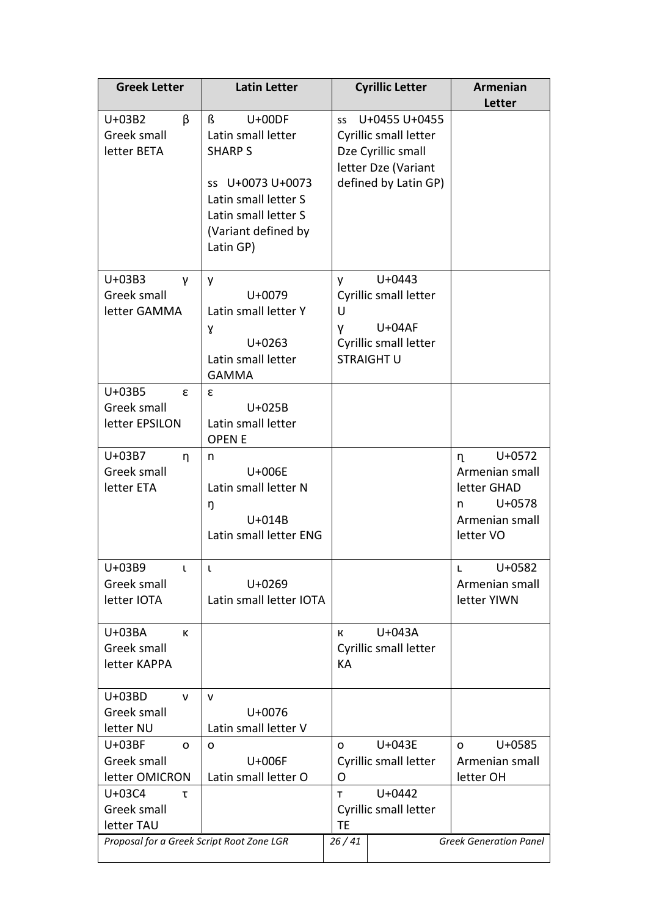| Greek Letter | Latin Letter | Cyrillic Letter | Armenian Letter |
|---|---|---|---|
| U+03B2 β Greek small letter BETA | ß U+00DF Latin small letter SHARP S<br><br>ss U+0073 U+0073 Latin small letter S Latin small letter S (Variant defined by Latin GP) | ss U+0455 U+0455 Cyrillic small letter Dze Cyrillic small letter Dze (Variant defined by Latin GP) | |
| U+03B3 γ Greek small letter GAMMA | y U+0079 Latin small letter Y<br>ɣ U+0263 Latin small letter GAMMA | у U+0443 Cyrillic small letter U<br>ү U+04AF Cyrillic small letter STRAIGHT U | |
| U+03B5 ε Greek small letter EPSILON | ɛ U+025B Latin small letter OPEN E | | |
| U+03B7 η Greek small letter ETA | n U+006E Latin small letter N<br>ŋ U+014B Latin small letter ENG | | ղ U+0572 Armenian small letter GHAD<br>ո U+0578 Armenian small letter VO |
| U+03B9 ι Greek small letter IOTA | ɩ U+0269 Latin small letter IOTA | | ւ U+0582 Armenian small letter YIWN |
| U+03BA κ Greek small letter KAPPA | | к U+043A Cyrillic small letter KA | |
| U+03BD ν Greek small letter NU | v U+0076 Latin small letter V | | |
| U+03BF ο Greek small letter OMICRON | o U+006F Latin small letter O | о U+043E Cyrillic small letter O | օ U+0585 Armenian small letter OH |
| U+03C4 τ Greek small letter TAU | | т U+0442 Cyrillic small letter TE | |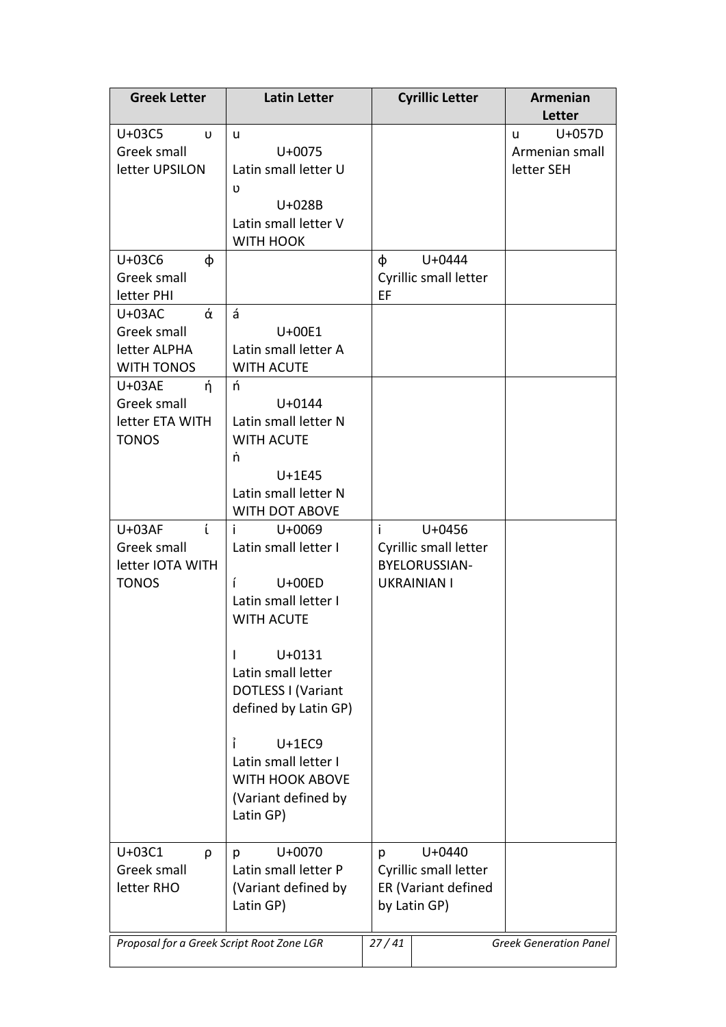| Greek Letter | Latin Letter | Cyrillic Letter | Armenian Letter |
|---|---|---|---|
| U+03C5 υ Greek small letter UPSILON | u U+0075 Latin small letter U<br>ʋ U+028B Latin small letter V WITH HOOK | | ս U+057D Armenian small letter SEH |
| U+03C6 φ Greek small letter PHI | | ф U+0444 Cyrillic small letter EF | |
| U+03AC ά Greek small letter ALPHA WITH TONOS | á U+00E1 Latin small letter A WITH ACUTE | | |
| U+03AE ή Greek small letter ETA WITH TONOS | ń U+0144 Latin small letter N WITH ACUTE<br>ṅ U+1E45 Latin small letter N WITH DOT ABOVE | | |
| U+03AF ί Greek small letter IOTA WITH TONOS | i U+0069 Latin small letter I<br>í U+00ED Latin small letter I WITH ACUTE<br>ı U+0131 Latin small letter DOTLESS I (Variant defined by Latin GP)<br>ỉ U+1EC9 Latin small letter I WITH HOOK ABOVE (Variant defined by Latin GP) | і U+0456 Cyrillic small letter BYELORUSSIAN-UKRAINIAN I | |
| U+03C1 ρ Greek small letter RHO | p U+0070 Latin small letter P (Variant defined by Latin GP) | р U+0440 Cyrillic small letter ER (Variant defined by Latin GP) | |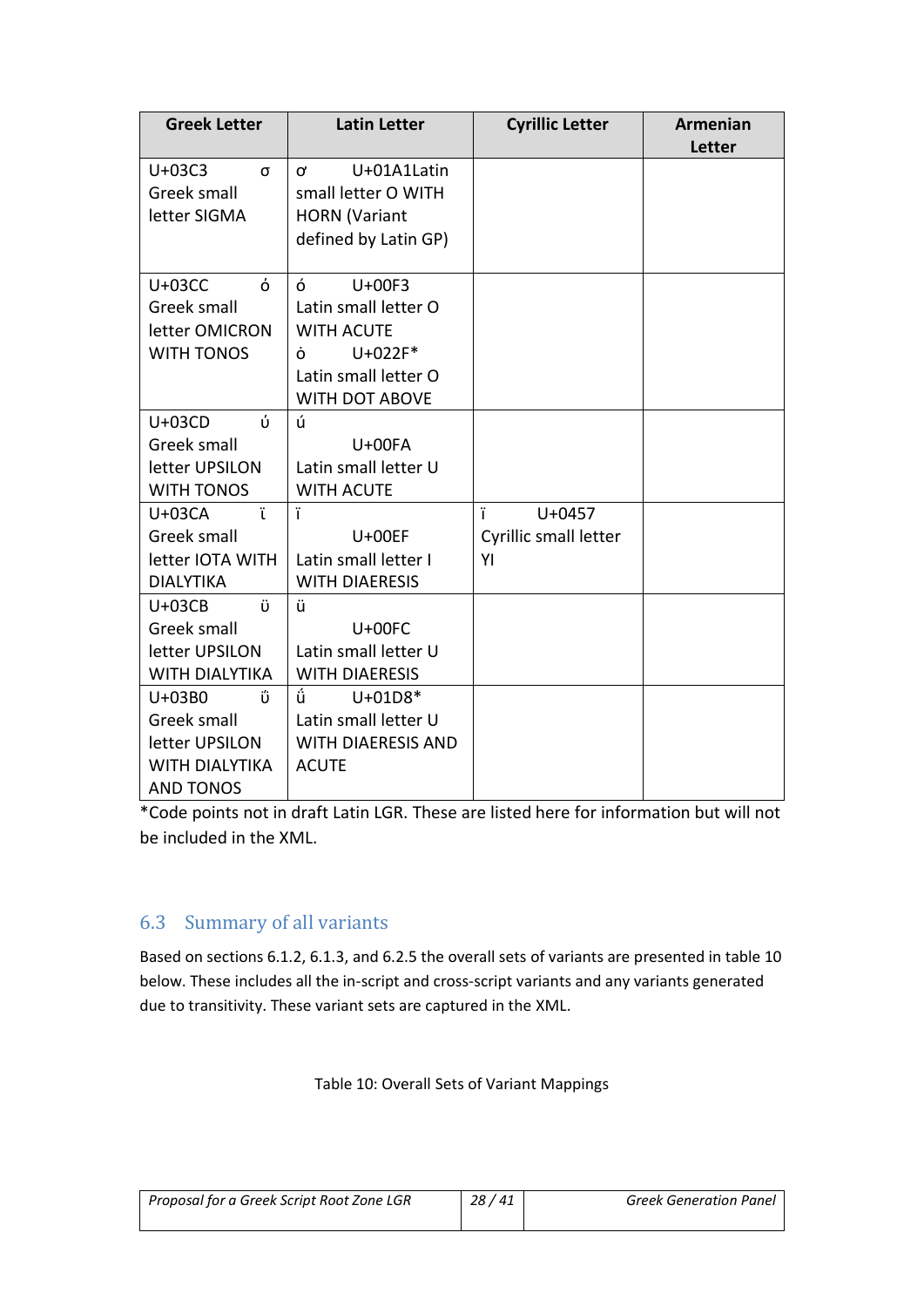| Greek Letter | Latin Letter | Cyrillic Letter | Armenian Letter |
|---|---|---|---|
| U+03C3 σ Greek small letter SIGMA | ơ U+01A1Latin small letter O WITH HORN (Variant defined by Latin GP) | | |
| U+03CC ό Greek small letter OMICRON WITH TONOS | ó U+00F3 Latin small letter O WITH ACUTE ȯ U+022F* Latin small letter O WITH DOT ABOVE | | |
| U+03CD ύ Greek small letter UPSILON WITH TONOS | ú U+00FA Latin small letter U WITH ACUTE | | |
| U+03CA ϊ Greek small letter IOTA WITH DIALYTIKA | ï U+00EF Latin small letter I WITH DIAERESIS | ї U+0457 Cyrillic small letter YI | |
| U+03CB ϋ Greek small letter UPSILON WITH DIALYTIKA | ü U+00FC Latin small letter U WITH DIAERESIS | | |
| U+03B0 ΰ Greek small letter UPSILON WITH DIALYTIKA AND TONOS | ǘ U+01D8* Latin small letter U WITH DIAERESIS AND ACUTE | | |

*Code points not in draft Latin LGR. These are listed here for information but will not be included in the XML.

## 6.3 Summary of all variants

Based on sections 6.1.2, 6.1.3, and 6.2.5 the overall sets of variants are presented in table 10 below. These includes all the in-script and cross-script variants and any variants generated due to transitivity. These variant sets are captured in the XML.

Table 10: Overall Sets of Variant Mappings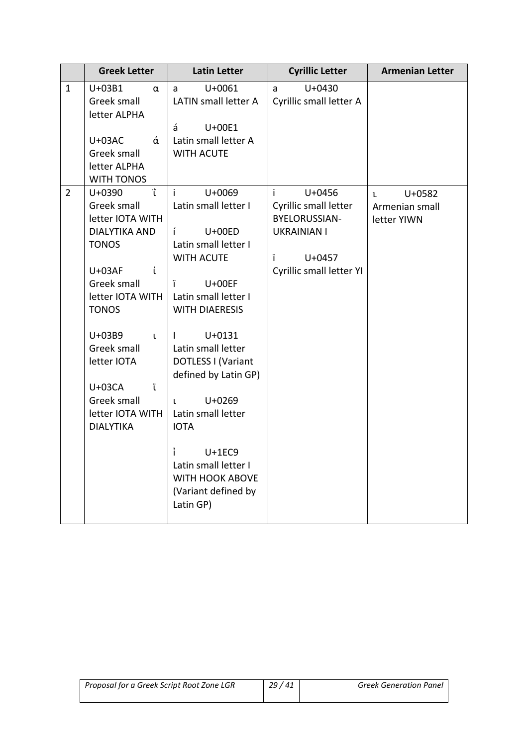| | Greek Letter | Latin Letter | Cyrillic Letter | Armenian Letter |
|---|---|---|---|---|
| 1 | U+03B1 α Greek small letter ALPHA<br><br>U+03AC ά Greek small letter ALPHA WITH TONOS | a U+0061 LATIN small letter A<br><br>á U+00E1 Latin small letter A WITH ACUTE | а U+0430 Cyrillic small letter A | |
| 2 | U+0390 ΐ Greek small letter IOTA WITH DIALYTIKA AND TONOS<br><br>U+03AF ί Greek small letter IOTA WITH TONOS<br><br>U+03B9 ι Greek small letter IOTA<br><br>U+03CA ϊ Greek small letter IOTA WITH DIALYTIKA | i U+0069 Latin small letter I<br><br>í U+00ED Latin small letter I WITH ACUTE<br><br>ï U+00EF Latin small letter I WITH DIAERESIS<br><br>ı U+0131 Latin small letter DOTLESS I (Variant defined by Latin GP)<br><br>ɩ U+0269 Latin small letter IOTA<br><br>ỉ U+1EC9 Latin small letter I WITH HOOK ABOVE (Variant defined by Latin GP) | і U+0456 Cyrillic small letter BYELORUSSIAN-UKRAINIAN I<br><br>ї U+0457 Cyrillic small letter YI | ւ U+0582 Armenian small letter YIWN |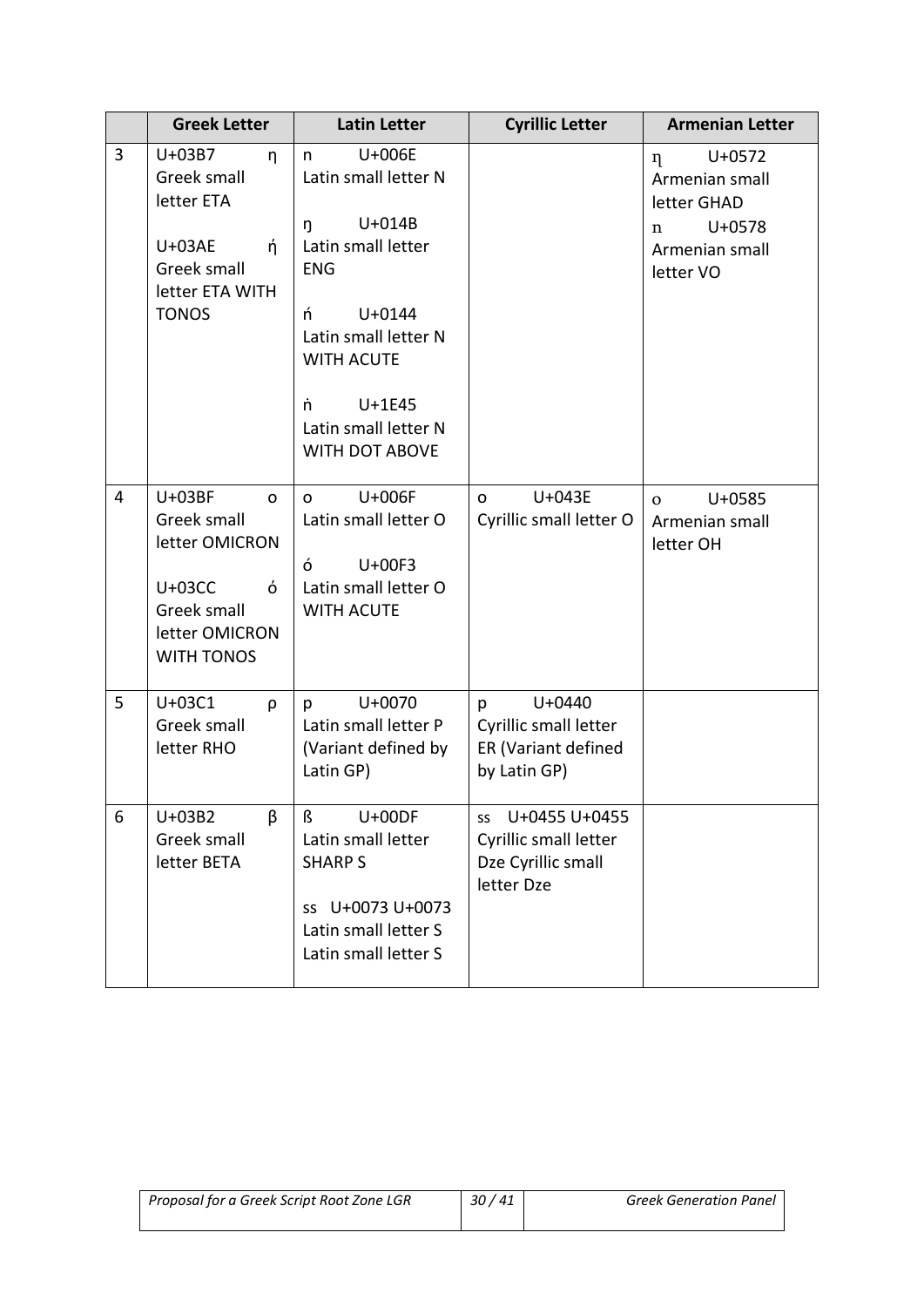| | Greek Letter | Latin Letter | Cyrillic Letter | Armenian Letter |
|---|---|---|---|---|
| 3 | U+03B7 η Greek small letter ETA<br><br>U+03AE ή Greek small letter ETA WITH TONOS | n U+006E Latin small letter N<br><br>ŋ U+014B Latin small letter ENG<br><br>ń U+0144 Latin small letter N WITH ACUTE<br><br>ṅ U+1E45 Latin small letter N WITH DOT ABOVE | | ղ U+0572 Armenian small letter GHAD<br>ո U+0578 Armenian small letter VO |
| 4 | U+03BF ο Greek small letter OMICRON<br><br>U+03CC ό Greek small letter OMICRON WITH TONOS | o U+006F Latin small letter O<br><br>ó U+00F3 Latin small letter O WITH ACUTE | о U+043E Cyrillic small letter O | օ U+0585 Armenian small letter OH |
| 5 | U+03C1 ρ Greek small letter RHO | p U+0070 Latin small letter P (Variant defined by Latin GP) | р U+0440 Cyrillic small letter ER (Variant defined by Latin GP) | |
| 6 | U+03B2 β Greek small letter BETA | ß U+00DF Latin small letter SHARP S<br><br>ss U+0073 U+0073 Latin small letter S Latin small letter S | ѕѕ U+0455 U+0455 Cyrillic small letter Dze Cyrillic small letter Dze | |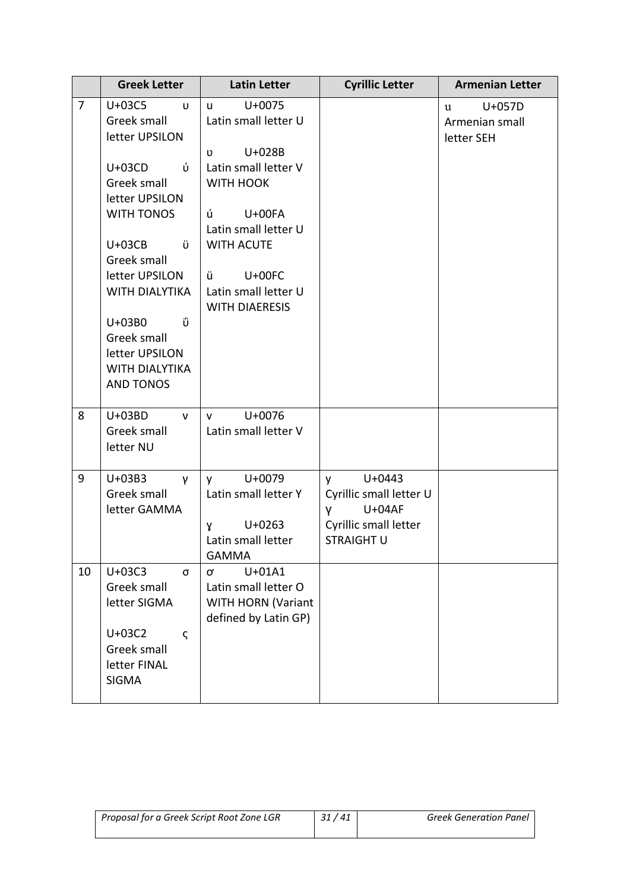| | Greek Letter | Latin Letter | Cyrillic Letter | Armenian Letter |
|---|---|---|---|---|
| 7 | U+03C5 υ Greek small letter UPSILON<br><br>U+03CD ύ Greek small letter UPSILON WITH TONOS<br><br>U+03CB ϋ Greek small letter UPSILON WITH DIALYTIKA<br><br>U+03B0 ΰ Greek small letter UPSILON WITH DIALYTIKA AND TONOS | u U+0075 Latin small letter U<br><br>ʋ U+028B Latin small letter V WITH HOOK<br><br>ú U+00FA Latin small letter U WITH ACUTE<br><br>ü U+00FC Latin small letter U WITH DIAERESIS | | ս U+057D Armenian small letter SEH |
| 8 | U+03BD ν Greek small letter NU | v U+0076 Latin small letter V | | |
| 9 | U+03B3 γ Greek small letter GAMMA | y U+0079 Latin small letter Y<br><br>ɣ U+0263 Latin small letter GAMMA | у U+0443 Cyrillic small letter U<br>ү U+04AF Cyrillic small letter STRAIGHT U | |
| 10 | U+03C3 σ Greek small letter SIGMA<br><br>U+03C2 ς Greek small letter FINAL SIGMA | ơ U+01A1 Latin small letter O WITH HORN (Variant defined by Latin GP) | | |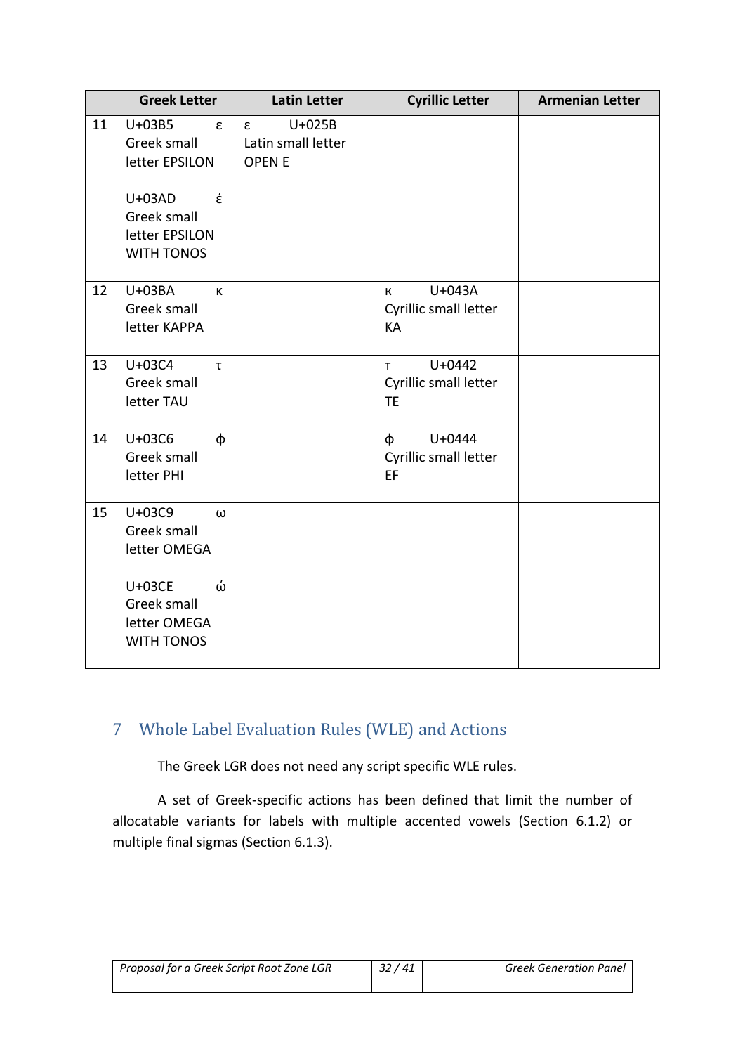| | Greek Letter | Latin Letter | Cyrillic Letter | Armenian Letter |
|---|---|---|---|---|
| 11 | U+03B5 ε Greek small letter EPSILON<br><br>U+03AD έ Greek small letter EPSILON WITH TONOS | ɛ U+025B Latin small letter OPEN E | | |
| 12 | U+03BA κ Greek small letter KAPPA | | к U+043A Cyrillic small letter KA | |
| 13 | U+03C4 τ Greek small letter TAU | | т U+0442 Cyrillic small letter TE | |
| 14 | U+03C6 φ Greek small letter PHI | | ф U+0444 Cyrillic small letter EF | |
| 15 | U+03C9 ω Greek small letter OMEGA<br><br>U+03CE ώ Greek small letter OMEGA WITH TONOS | | | |

# 7 Whole Label Evaluation Rules (WLE) and Actions

The Greek LGR does not need any script specific WLE rules.

A set of Greek-specific actions has been defined that limit the number of allocatable variants for labels with multiple accented vowels (Section 6.1.2) or multiple final sigmas (Section 6.1.3).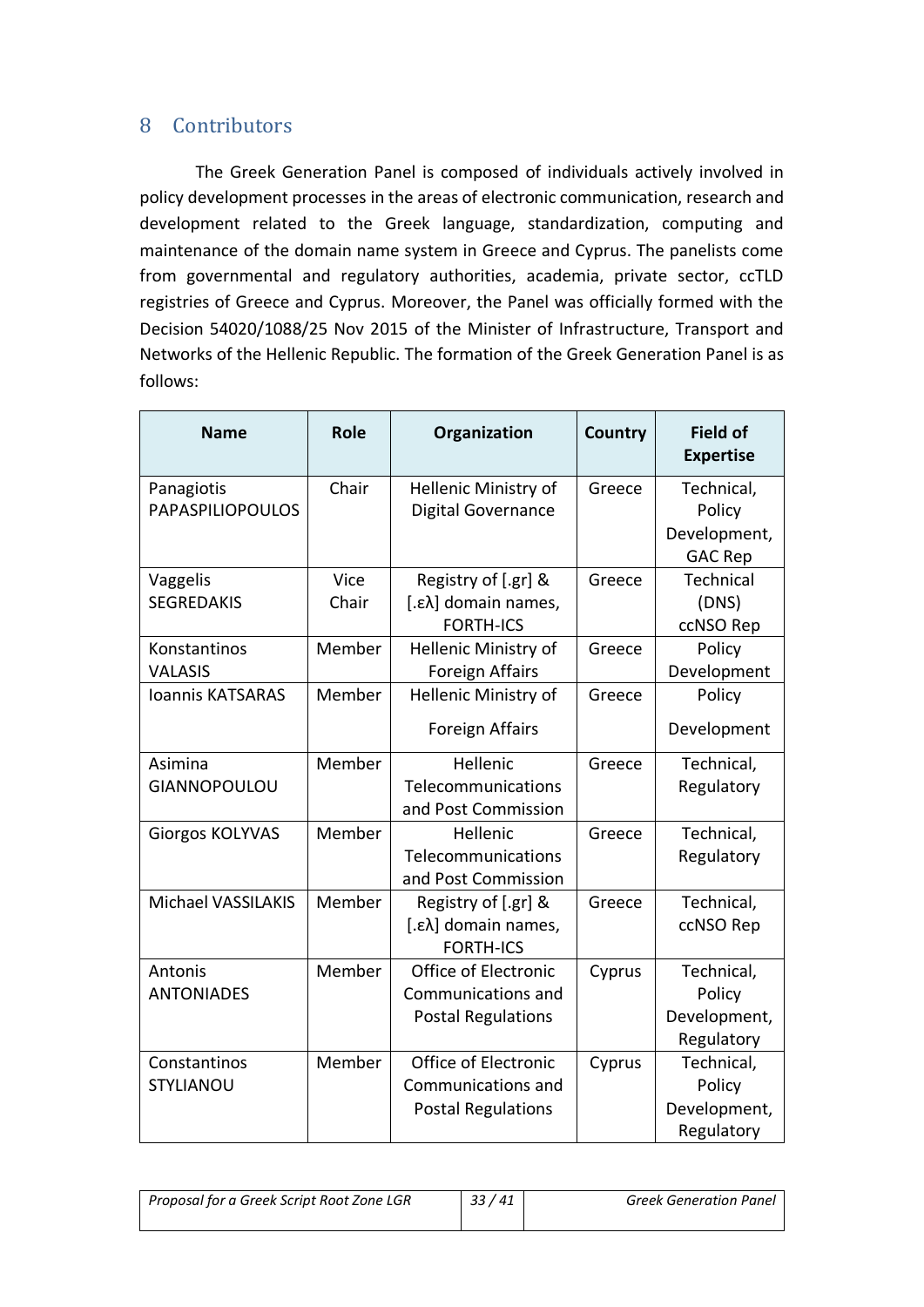## 8 Contributors

The Greek Generation Panel is composed of individuals actively involved in policy development processes in the areas of electronic communication, research and development related to the Greek language, standardization, computing and maintenance of the domain name system in Greece and Cyprus. The panelists come from governmental and regulatory authorities, academia, private sector, ccTLD registries of Greece and Cyprus. Moreover, the Panel was officially formed with the Decision 54020/1088/25 Nov 2015 of the Minister of Infrastructure, Transport and Networks of the Hellenic Republic. The formation of the Greek Generation Panel is as follows:

| Name | Role | Organization | Country | Field of Expertise |
|---|---|---|---|---|
| Panagiotis PAPASPILIOPOULOS | Chair | Hellenic Ministry of Digital Governance | Greece | Technical, Policy Development, GAC Rep |
| Vaggelis SEGREDAKIS | Vice Chair | Registry of [.gr] & [.ελ] domain names, FORTH-ICS | Greece | Technical (DNS) ccNSO Rep |
| Konstantinos VALASIS | Member | Hellenic Ministry of Foreign Affairs | Greece | Policy Development |
| Ioannis KATSARAS | Member | Hellenic Ministry of Foreign Affairs | Greece | Policy Development |
| Asimina GIANNOPOULOU | Member | Hellenic Telecommunications and Post Commission | Greece | Technical, Regulatory |
| Giorgos KOLYVAS | Member | Hellenic Telecommunications and Post Commission | Greece | Technical, Regulatory |
| Michael VASSILAKIS | Member | Registry of [.gr] & [.ελ] domain names, FORTH-ICS | Greece | Technical, ccNSO Rep |
| Antonis ANTONIADES | Member | Office of Electronic Communications and Postal Regulations | Cyprus | Technical, Policy Development, Regulatory |
| Constantinos STYLIANOU | Member | Office of Electronic Communications and Postal Regulations | Cyprus | Technical, Policy Development, Regulatory |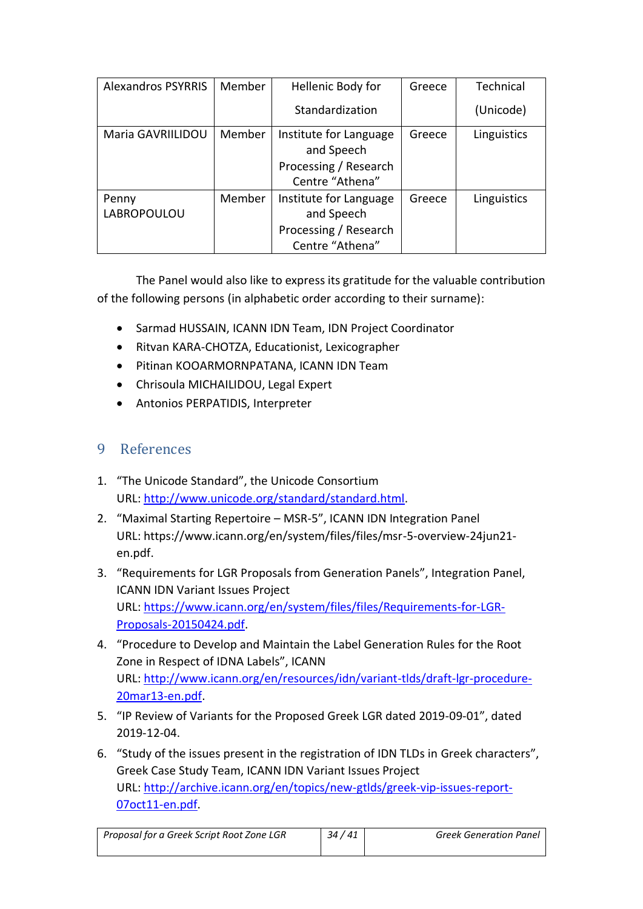| Alexandros PSYRRIS | Member | Hellenic Body for Standardization | Greece | Technical (Unicode) |
|---|---|---|---|---|
| Maria GAVRIILIDOU | Member | Institute for Language and Speech Processing / Research Centre “Athena” | Greece | Linguistics |
| Penny LABROPOULOU | Member | Institute for Language and Speech Processing / Research Centre “Athena” | Greece | Linguistics |

The Panel would also like to express its gratitude for the valuable contribution of the following persons (in alphabetic order according to their surname):

- Sarmad HUSSAIN, ICANN IDN Team, IDN Project Coordinator
- Ritvan KARA-CHOTZA, Educationist, Lexicographer
- Pitinan KOOARMORNPATANA, ICANN IDN Team
- Chrisoula MICHAILIDOU, Legal Expert
- Antonios PERPATIDIS, Interpreter

## 9 References

1. “The Unicode Standard”, the Unicode Consortium
   URL: http://www.unicode.org/standard/standard.html.
2. “Maximal Starting Repertoire – MSR-5”, ICANN IDN Integration Panel
   URL: https://www.icann.org/en/system/files/files/msr-5-overview-24jun21-en.pdf.
3. “Requirements for LGR Proposals from Generation Panels”, Integration Panel, ICANN IDN Variant Issues Project
   URL: https://www.icann.org/en/system/files/files/Requirements-for-LGR-Proposals-20150424.pdf.
4. “Procedure to Develop and Maintain the Label Generation Rules for the Root Zone in Respect of IDNA Labels”, ICANN
   URL: http://www.icann.org/en/resources/idn/variant-tlds/draft-lgr-procedure-20mar13-en.pdf.
5. “IP Review of Variants for the Proposed Greek LGR dated 2019-09-01”, dated 2019-12-04.
6. “Study of the issues present in the registration of IDN TLDs in Greek characters”, Greek Case Study Team, ICANN IDN Variant Issues Project
   URL: http://archive.icann.org/en/topics/new-gtlds/greek-vip-issues-report-07oct11-en.pdf.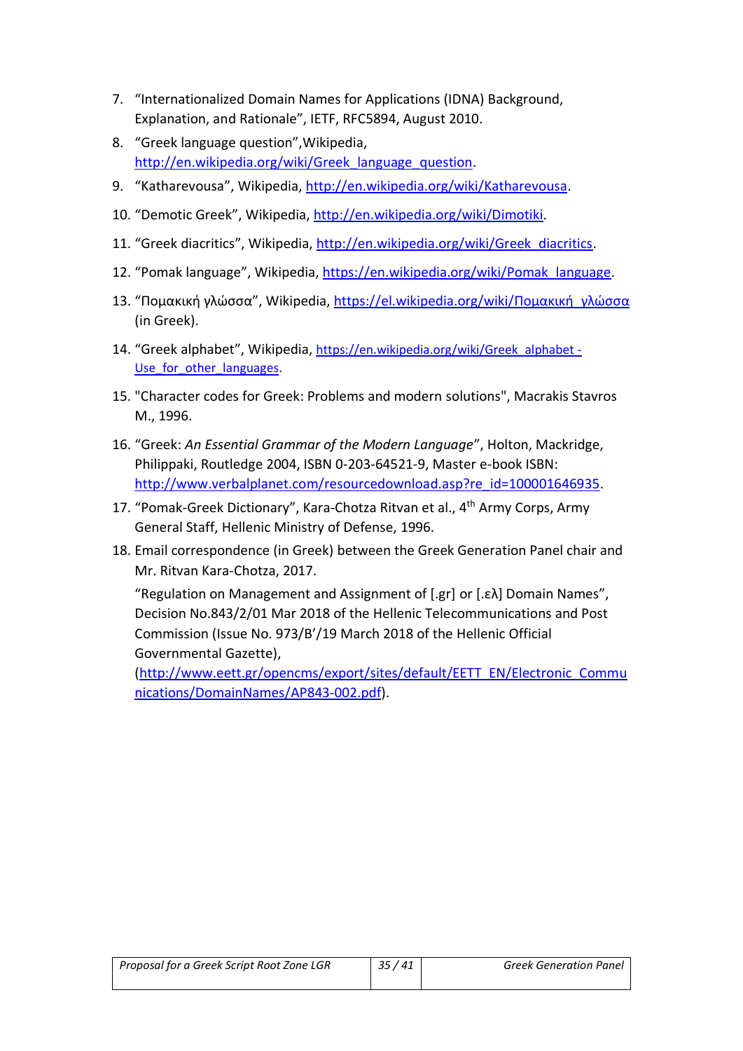7. "Internationalized Domain Names for Applications (IDNA) Background, Explanation, and Rationale", IETF, RFC5894, August 2010.
8. "Greek language question",Wikipedia, http://en.wikipedia.org/wiki/Greek_language_question.
9. "Katharevousa", Wikipedia, http://en.wikipedia.org/wiki/Katharevousa.
10. "Demotic Greek", Wikipedia, http://en.wikipedia.org/wiki/Dimotiki.
11. "Greek diacritics", Wikipedia, http://en.wikipedia.org/wiki/Greek_diacritics.
12. "Pomak language", Wikipedia, https://en.wikipedia.org/wiki/Pomak_language.
13. "Πομακική γλώσσα", Wikipedia, https://el.wikipedia.org/wiki/Πομακική_γλώσσα (in Greek).
14. "Greek alphabet", Wikipedia, https://en.wikipedia.org/wiki/Greek_alphabet - Use_for_other_languages.
15. "Character codes for Greek: Problems and modern solutions", Macrakis Stavros M., 1996.
16. "Greek: *An Essential Grammar of the Modern Language*", Holton, Mackridge, Philippaki, Routledge 2004, ISBN 0-203-64521-9, Master e-book ISBN: http://www.verbalplanet.com/resourcedownload.asp?re_id=100001646935.
17. "Pomak-Greek Dictionary", Kara-Chotza Ritvan et al., 4th Army Corps, Army General Staff, Hellenic Ministry of Defense, 1996.
18. Email correspondence (in Greek) between the Greek Generation Panel chair and Mr. Ritvan Kara-Chotza, 2017.

    "Regulation on Management and Assignment of [.gr] or [.ελ] Domain Names", Decision No.843/2/01 Mar 2018 of the Hellenic Telecommunications and Post Commission (Issue No. 973/Β'/19 March 2018 of the Hellenic Official Governmental Gazette), (http://www.eett.gr/opencms/export/sites/default/EETT_EN/Electronic_Communications/DomainNames/AP843-002.pdf).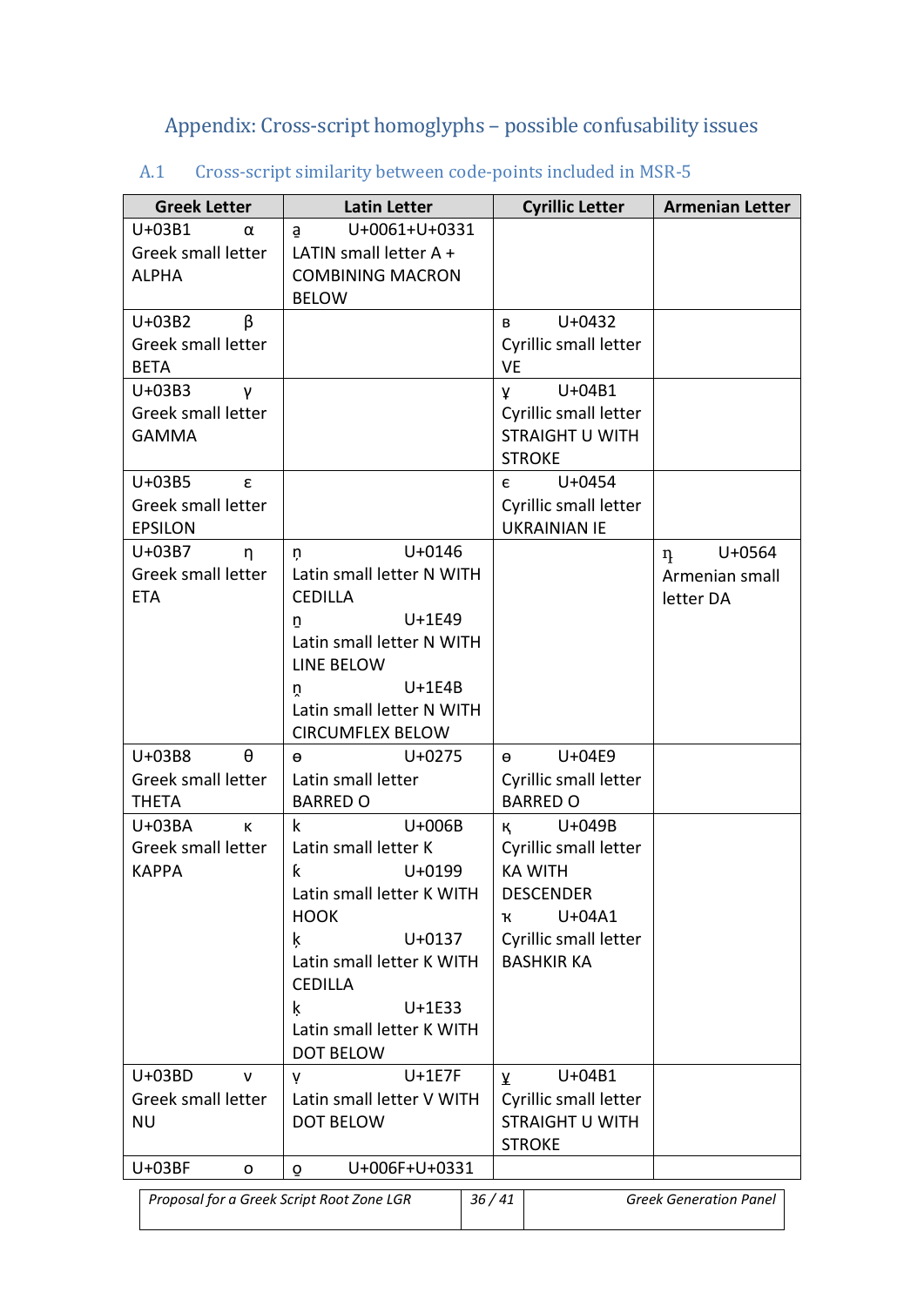# Appendix: Cross-script homoglyphs – possible confusability issues

## A.1 Cross-script similarity between code-points included in MSR-5

| Greek Letter | Latin Letter | Cyrillic Letter | Armenian Letter |
|---|---|---|---|
| U+03B1 α Greek small letter ALPHA | a̱ U+0061+U+0331 LATIN small letter A + COMBINING MACRON BELOW | | |
| U+03B2 β Greek small letter BETA | | в U+0432 Cyrillic small letter VE | |
| U+03B3 γ Greek small letter GAMMA | | ұ U+04B1 Cyrillic small letter STRAIGHT U WITH STROKE | |
| U+03B5 ε Greek small letter EPSILON | | є U+0454 Cyrillic small letter UKRAINIAN IE | |
| U+03B7 η Greek small letter ETA | ņ U+0146 Latin small letter N WITH CEDILLA<br>ṉ U+1E49 Latin small letter N WITH LINE BELOW<br>ṋ U+1E4B Latin small letter N WITH CIRCUMFLEX BELOW | | դ U+0564 Armenian small letter DA |
| U+03B8 θ Greek small letter THETA | ɵ U+0275 Latin small letter BARRED O | ө U+04E9 Cyrillic small letter BARRED O | |
| U+03BA κ Greek small letter KAPPA | k U+006B Latin small letter K<br>ƙ U+0199 Latin small letter K WITH HOOK<br>ķ U+0137 Latin small letter K WITH CEDILLA<br>ḳ U+1E33 Latin small letter K WITH DOT BELOW | қ U+049B Cyrillic small letter KA WITH DESCENDER<br>ҡ U+04A1 Cyrillic small letter BASHKIR KA | |
| U+03BD ν Greek small letter NU | ṿ U+1E7F Latin small letter V WITH DOT BELOW | ұ U+04B1 Cyrillic small letter STRAIGHT U WITH STROKE | |
| U+03BF ο | o̱ U+006F+U+0331 | | |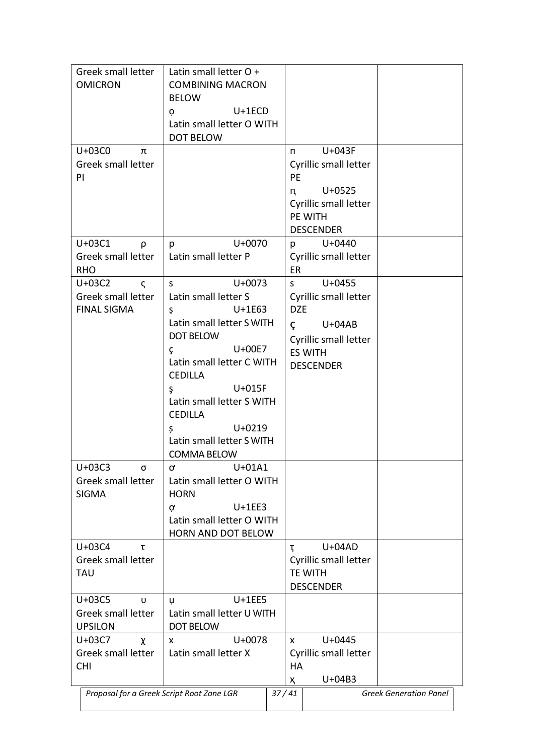| | | | |
|---|---|---|---|
| Greek small letter OMICRON | Latin small letter O + COMBINING MACRON BELOW<br>ọ U+1ECD<br>Latin small letter O WITH DOT BELOW | | |
| U+03C0 π<br>Greek small letter PI | | п U+043F<br>Cyrillic small letter PE<br>ԥ U+0525<br>Cyrillic small letter PE WITH DESCENDER | |
| U+03C1 ρ<br>Greek small letter RHO | p U+0070<br>Latin small letter P | р U+0440<br>Cyrillic small letter ER | |
| U+03C2 ς<br>Greek small letter FINAL SIGMA | s U+0073<br>Latin small letter S<br>ṣ U+1E63<br>Latin small letter S WITH DOT BELOW<br>ç U+00E7<br>Latin small letter C WITH CEDILLA<br>ş U+015F<br>Latin small letter S WITH CEDILLA<br>ș U+0219<br>Latin small letter S WITH COMMA BELOW | ѕ U+0455<br>Cyrillic small letter DZE<br>ҫ U+04AB<br>Cyrillic small letter ES WITH DESCENDER | |
| U+03C3 σ<br>Greek small letter SIGMA | ơ U+01A1<br>Latin small letter O WITH HORN<br>ợ U+1EE3<br>Latin small letter O WITH HORN AND DOT BELOW | | |
| U+03C4 τ<br>Greek small letter TAU | | ҭ U+04AD<br>Cyrillic small letter TE WITH DESCENDER | |
| U+03C5 υ<br>Greek small letter UPSILON | ụ U+1EE5<br>Latin small letter U WITH DOT BELOW | | |
| U+03C7 χ<br>Greek small letter CHI | x U+0078<br>Latin small letter X | х U+0445<br>Cyrillic small letter HA<br>ҳ U+04B3 | |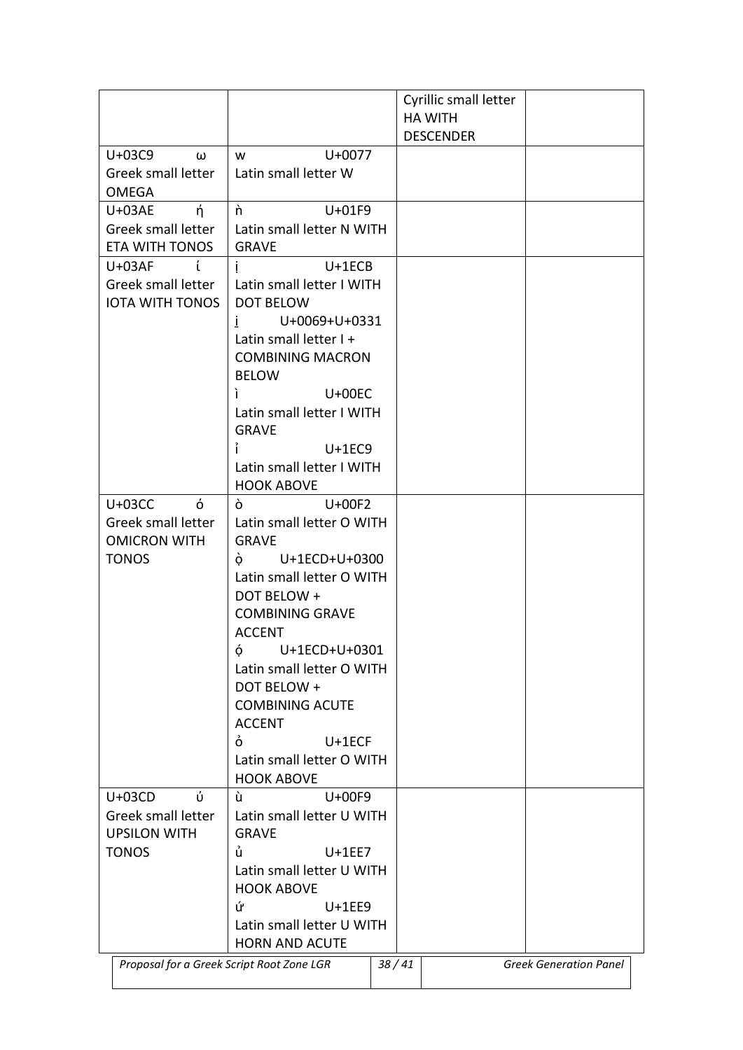|  |  | Cyrillic small letter HA WITH DESCENDER |  |
|---|---|---|---|
| U+03C9 ω Greek small letter OMEGA | w U+0077 Latin small letter W |  |  |
| U+03AE ή Greek small letter ETA WITH TONOS | ǹ U+01F9 Latin small letter N WITH GRAVE |  |  |
| U+03AF ί Greek small letter IOTA WITH TONOS | ị U+1ECB Latin small letter I WITH DOT BELOW<br>i̱ U+0069+U+0331 Latin small letter I + COMBINING MACRON BELOW<br>ì U+00EC Latin small letter I WITH GRAVE<br>ỉ U+1EC9 Latin small letter I WITH HOOK ABOVE |  |  |
| U+03CC ό Greek small letter OMICRON WITH TONOS | ò U+00F2 Latin small letter O WITH GRAVE<br>ọ̀ U+1ECD+U+0300 Latin small letter O WITH DOT BELOW + COMBINING GRAVE ACCENT<br>ọ́ U+1ECD+U+0301 Latin small letter O WITH DOT BELOW + COMBINING ACUTE ACCENT<br>ỏ U+1ECF Latin small letter O WITH HOOK ABOVE |  |  |
| U+03CD ύ Greek small letter UPSILON WITH TONOS | ù U+00F9 Latin small letter U WITH GRAVE<br>ủ U+1EE7 Latin small letter U WITH HOOK ABOVE<br>ứ U+1EE9 Latin small letter U WITH HORN AND ACUTE |  |  |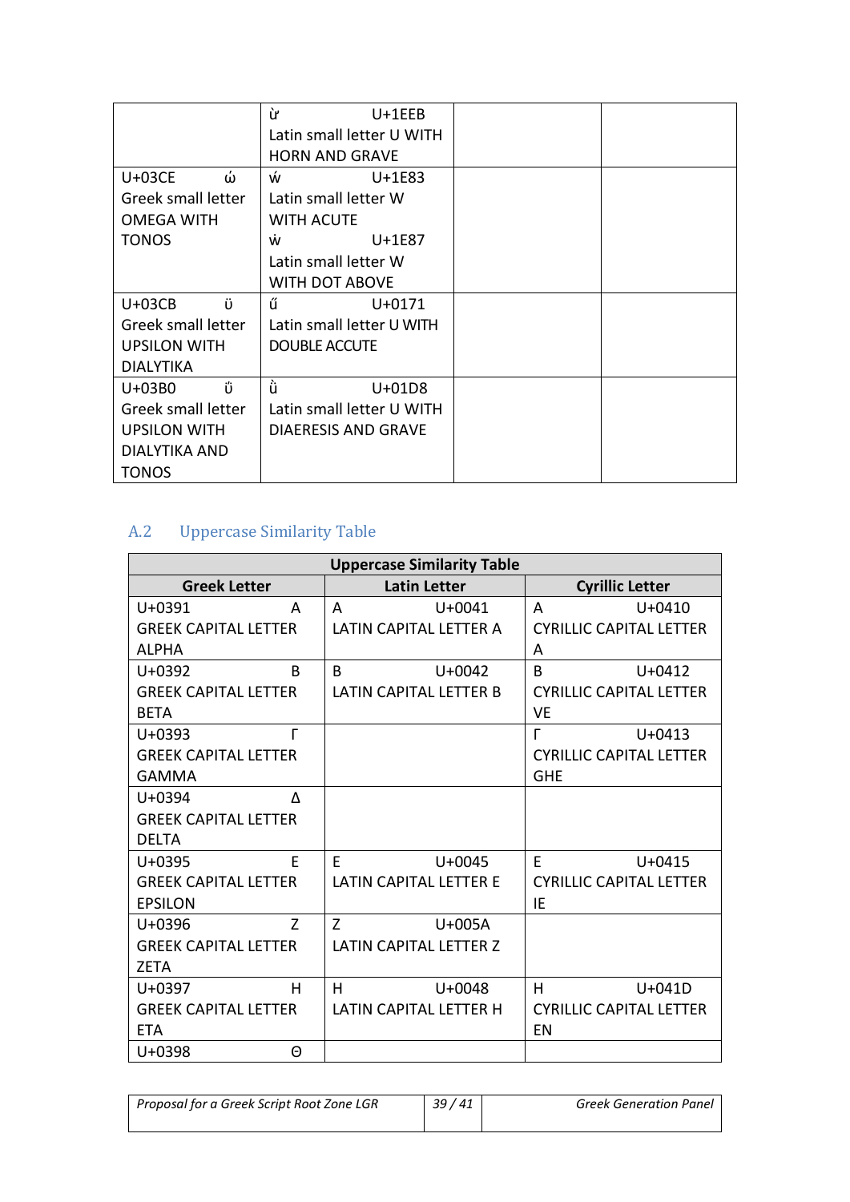| | | | |
|---|---|---|---|
| | ừ U+1EEB Latin small letter U WITH HORN AND GRAVE | | |
| U+03CE ώ Greek small letter OMEGA WITH TONOS | ẃ U+1E83 Latin small letter W WITH ACUTE ẇ U+1E87 Latin small letter W WITH DOT ABOVE | | |
| U+03CB ϋ Greek small letter UPSILON WITH DIALYTIKA | ű U+0171 Latin small letter U WITH DOUBLE ACCUTE | | |
| U+03B0 ΰ Greek small letter UPSILON WITH DIALYTIKA AND TONOS | ǜ U+01D8 Latin small letter U WITH DIAERESIS AND GRAVE | | |

## A.2 Uppercase Similarity Table

| Uppercase Similarity Table | | |
|---|---|---|
| **Greek Letter** | **Latin Letter** | **Cyrillic Letter** |
| U+0391 Α GREEK CAPITAL LETTER ALPHA | A U+0041 LATIN CAPITAL LETTER A | А U+0410 CYRILLIC CAPITAL LETTER A |
| U+0392 Β GREEK CAPITAL LETTER BETA | B U+0042 LATIN CAPITAL LETTER B | В U+0412 CYRILLIC CAPITAL LETTER VE |
| U+0393 Γ GREEK CAPITAL LETTER GAMMA | | Г U+0413 CYRILLIC CAPITAL LETTER GHE |
| U+0394 Δ GREEK CAPITAL LETTER DELTA | | |
| U+0395 Ε GREEK CAPITAL LETTER EPSILON | E U+0045 LATIN CAPITAL LETTER E | Е U+0415 CYRILLIC CAPITAL LETTER IE |
| U+0396 Ζ GREEK CAPITAL LETTER ZETA | Z U+005A LATIN CAPITAL LETTER Z | |
| U+0397 Η GREEK CAPITAL LETTER ETA | H U+0048 LATIN CAPITAL LETTER H | Н U+041D CYRILLIC CAPITAL LETTER EN |
| U+0398 Θ | | |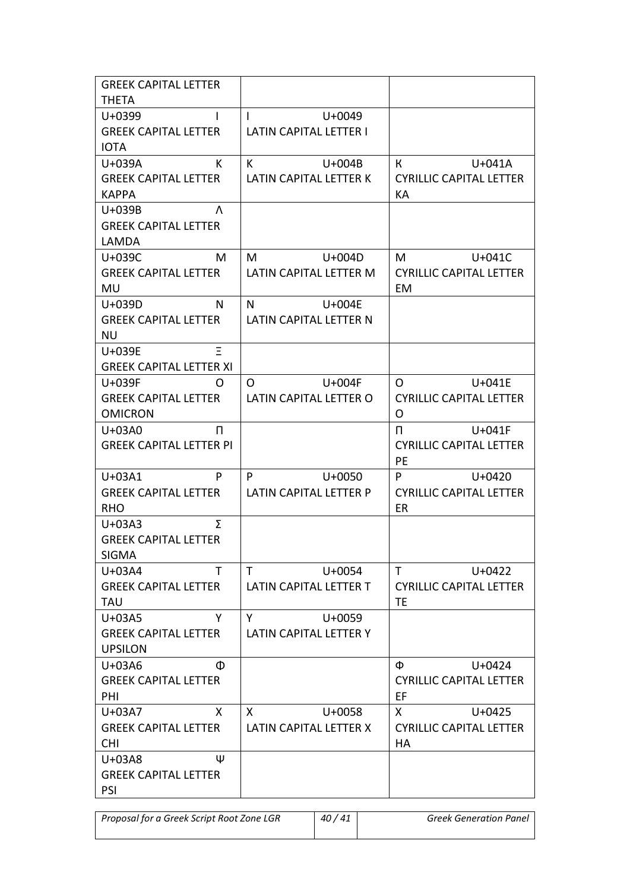| | | |
|---|---|---|
| GREEK CAPITAL LETTER THETA | | |
| U+0399 Ι GREEK CAPITAL LETTER IOTA | I U+0049 LATIN CAPITAL LETTER I | |
| U+039A Κ GREEK CAPITAL LETTER KAPPA | K U+004B LATIN CAPITAL LETTER K | К U+041A CYRILLIC CAPITAL LETTER KA |
| U+039B Λ GREEK CAPITAL LETTER LAMDA | | |
| U+039C Μ GREEK CAPITAL LETTER MU | M U+004D LATIN CAPITAL LETTER M | М U+041C CYRILLIC CAPITAL LETTER EM |
| U+039D Ν GREEK CAPITAL LETTER NU | N U+004E LATIN CAPITAL LETTER N | |
| U+039E Ξ GREEK CAPITAL LETTER XI | | |
| U+039F Ο GREEK CAPITAL LETTER OMICRON | O U+004F LATIN CAPITAL LETTER O | О U+041E CYRILLIC CAPITAL LETTER O |
| U+03A0 Π GREEK CAPITAL LETTER PI | | П U+041F CYRILLIC CAPITAL LETTER PE |
| U+03A1 Ρ GREEK CAPITAL LETTER RHO | P U+0050 LATIN CAPITAL LETTER P | Р U+0420 CYRILLIC CAPITAL LETTER ER |
| U+03A3 Σ GREEK CAPITAL LETTER SIGMA | | |
| U+03A4 Τ GREEK CAPITAL LETTER TAU | T U+0054 LATIN CAPITAL LETTER T | Т U+0422 CYRILLIC CAPITAL LETTER TE |
| U+03A5 Υ GREEK CAPITAL LETTER UPSILON | Y U+0059 LATIN CAPITAL LETTER Y | |
| U+03A6 Φ GREEK CAPITAL LETTER PHI | | Ф U+0424 CYRILLIC CAPITAL LETTER EF |
| U+03A7 Χ GREEK CAPITAL LETTER CHI | X U+0058 LATIN CAPITAL LETTER X | Х U+0425 CYRILLIC CAPITAL LETTER HA |
| U+03A8 Ψ GREEK CAPITAL LETTER PSI | | |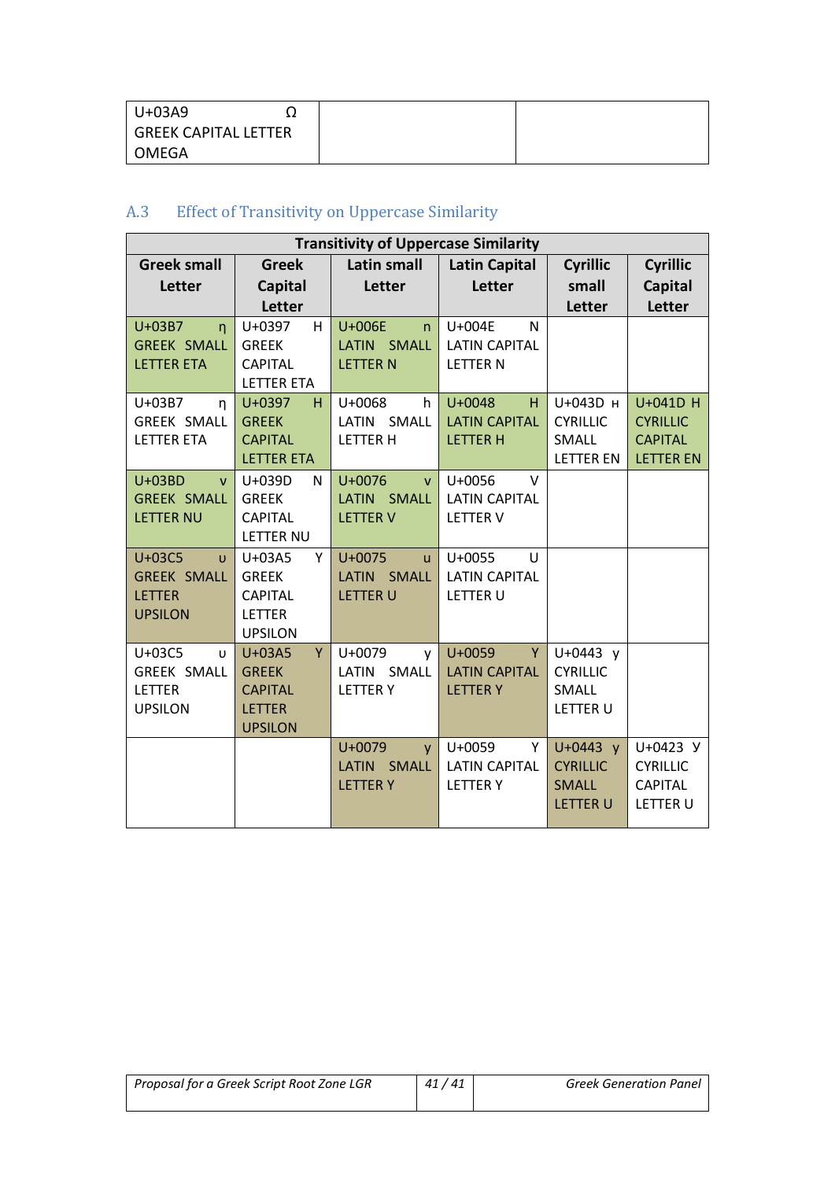| | | |
|---|---|---|
| U+03A9 Ω GREEK CAPITAL LETTER OMEGA | | |

## A.3 Effect of Transitivity on Uppercase Similarity

| Transitivity of Uppercase Similarity | | | | | |
|---|---|---|---|---|---|
| **Greek small Letter** | **Greek Capital Letter** | **Latin small Letter** | **Latin Capital Letter** | **Cyrillic small Letter** | **Cyrillic Capital Letter** |
| U+03B7 η GREEK SMALL LETTER ETA | U+0397 Η GREEK CAPITAL LETTER ETA | U+006E n LATIN SMALL LETTER N | U+004E N LATIN CAPITAL LETTER N | | |
| U+03B7 η GREEK SMALL LETTER ETA | U+0397 Η GREEK CAPITAL LETTER ETA | U+0068 h LATIN SMALL LETTER H | U+0048 H LATIN CAPITAL LETTER H | U+043D н CYRILLIC SMALL LETTER EN | U+041D Н CYRILLIC CAPITAL LETTER EN |
| U+03BD ν GREEK SMALL LETTER NU | U+039D Ν GREEK CAPITAL LETTER NU | U+0076 v LATIN SMALL LETTER V | U+0056 V LATIN CAPITAL LETTER V | | |
| U+03C5 υ GREEK SMALL LETTER UPSILON | U+03A5 Υ GREEK CAPITAL LETTER UPSILON | U+0075 u LATIN SMALL LETTER U | U+0055 U LATIN CAPITAL LETTER U | | |
| U+03C5 υ GREEK SMALL LETTER UPSILON | U+03A5 Υ GREEK CAPITAL LETTER UPSILON | U+0079 y LATIN SMALL LETTER Y | U+0059 Y LATIN CAPITAL LETTER Y | U+0443 у CYRILLIC SMALL LETTER U | |
| | | U+0079 y LATIN SMALL LETTER Y | U+0059 Y LATIN CAPITAL LETTER Y | U+0443 у CYRILLIC SMALL LETTER U | U+0423 У CYRILLIC CAPITAL LETTER U |